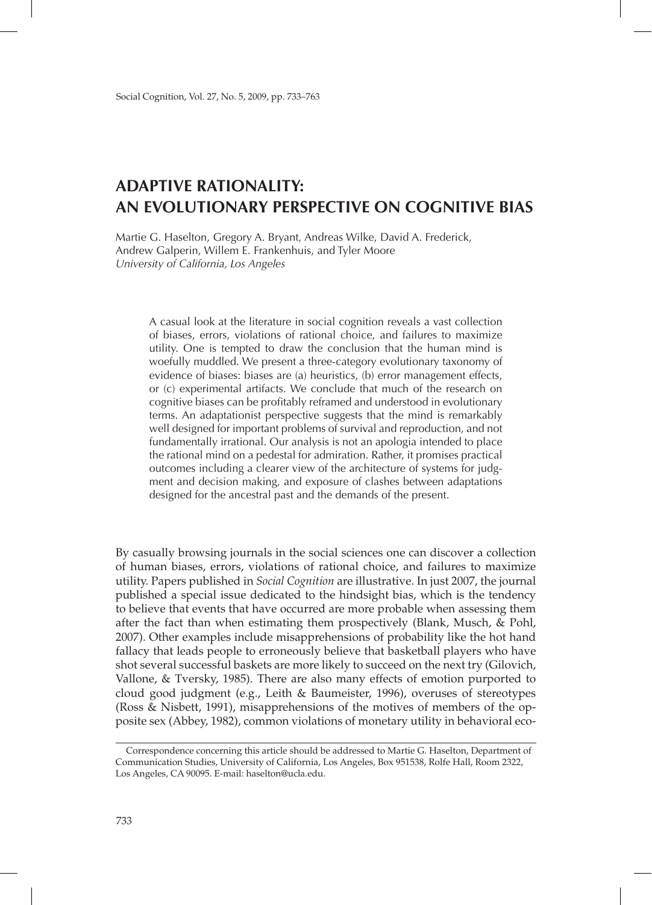# ADAPTIVE RATIONALITY: AN EVOLUTIONARY PERSPECTIVE ON COGNITIVE BIAS

Martie G. Haselton, Gregory A. Bryant, Andreas Wilke, David A. Frederick, Andrew Galperin, Willem E. Frankenhuis, and Tyler Moore
*University of California, Los Angeles*

A casual look at the literature in social cognition reveals a vast collection of biases, errors, violations of rational choice, and failures to maximize utility. One is tempted to draw the conclusion that the human mind is woefully muddled. We present a three-category evolutionary taxonomy of evidence of biases: biases are (a) heuristics, (b) error management effects, or (c) experimental artifacts. We conclude that much of the research on cognitive biases can be profitably reframed and understood in evolutionary terms. An adaptationist perspective suggests that the mind is remarkably well designed for important problems of survival and reproduction, and not fundamentally irrational. Our analysis is not an apologia intended to place the rational mind on a pedestal for admiration. Rather, it promises practical outcomes including a clearer view of the architecture of systems for judgment and decision making, and exposure of clashes between adaptations designed for the ancestral past and the demands of the present.

By casually browsing journals in the social sciences one can discover a collection of human biases, errors, violations of rational choice, and failures to maximize utility. Papers published in *Social Cognition* are illustrative. In just 2007, the journal published a special issue dedicated to the hindsight bias, which is the tendency to believe that events that have occurred are more probable when assessing them after the fact than when estimating them prospectively (Blank, Musch, & Pohl, 2007). Other examples include misapprehensions of probability like the hot hand fallacy that leads people to erroneously believe that basketball players who have shot several successful baskets are more likely to succeed on the next try (Gilovich, Vallone, & Tversky, 1985). There are also many effects of emotion purported to cloud good judgment (e.g., Leith & Baumeister, 1996), overuses of stereotypes (Ross & Nisbett, 1991), misapprehensions of the motives of members of the opposite sex (Abbey, 1982), common violations of monetary utility in behavioral eco-

Correspondence concerning this article should be addressed to Martie G. Haselton, Department of Communication Studies, University of California, Los Angeles, Box 951538, Rolfe Hall, Room 2322, Los Angeles, CA 90095. E-mail: haselton@ucla.edu.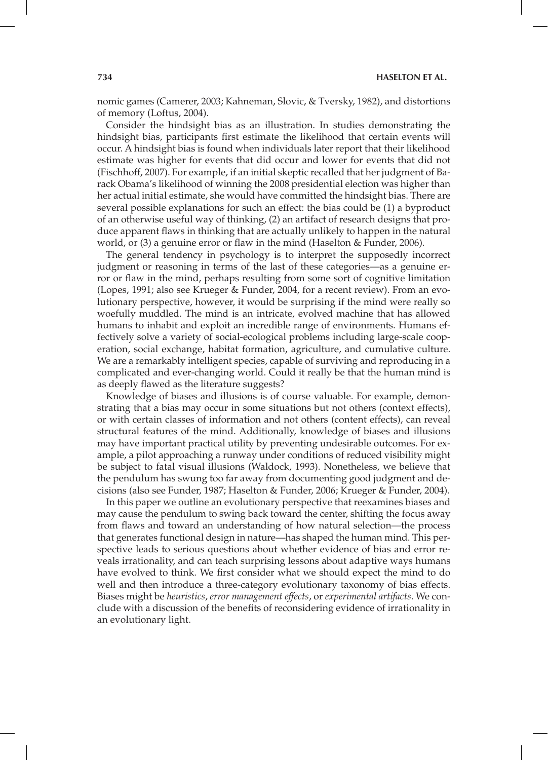nomic games (Camerer, 2003; Kahneman, Slovic, & Tversky, 1982), and distortions of memory (Loftus, 2004).

Consider the hindsight bias as an illustration. In studies demonstrating the hindsight bias, participants first estimate the likelihood that certain events will occur. A hindsight bias is found when individuals later report that their likelihood estimate was higher for events that did occur and lower for events that did not (Fischhoff, 2007). For example, if an initial skeptic recalled that her judgment of Barack Obama's likelihood of winning the 2008 presidential election was higher than her actual initial estimate, she would have committed the hindsight bias. There are several possible explanations for such an effect: the bias could be (1) a byproduct of an otherwise useful way of thinking, (2) an artifact of research designs that produce apparent flaws in thinking that are actually unlikely to happen in the natural world, or (3) a genuine error or flaw in the mind (Haselton & Funder, 2006).

The general tendency in psychology is to interpret the supposedly incorrect judgment or reasoning in terms of the last of these categories—as a genuine error or flaw in the mind, perhaps resulting from some sort of cognitive limitation (Lopes, 1991; also see Krueger & Funder, 2004, for a recent review). From an evolutionary perspective, however, it would be surprising if the mind were really so woefully muddled. The mind is an intricate, evolved machine that has allowed humans to inhabit and exploit an incredible range of environments. Humans effectively solve a variety of social-ecological problems including large-scale cooperation, social exchange, habitat formation, agriculture, and cumulative culture. We are a remarkably intelligent species, capable of surviving and reproducing in a complicated and ever-changing world. Could it really be that the human mind is as deeply flawed as the literature suggests?

Knowledge of biases and illusions is of course valuable. For example, demonstrating that a bias may occur in some situations but not others (context effects), or with certain classes of information and not others (content effects), can reveal structural features of the mind. Additionally, knowledge of biases and illusions may have important practical utility by preventing undesirable outcomes. For example, a pilot approaching a runway under conditions of reduced visibility might be subject to fatal visual illusions (Waldock, 1993). Nonetheless, we believe that the pendulum has swung too far away from documenting good judgment and decisions (also see Funder, 1987; Haselton & Funder, 2006; Krueger & Funder, 2004).

In this paper we outline an evolutionary perspective that reexamines biases and may cause the pendulum to swing back toward the center, shifting the focus away from flaws and toward an understanding of how natural selection—the process that generates functional design in nature—has shaped the human mind. This perspective leads to serious questions about whether evidence of bias and error reveals irrationality, and can teach surprising lessons about adaptive ways humans have evolved to think. We first consider what we should expect the mind to do well and then introduce a three-category evolutionary taxonomy of bias effects. Biases might be *heuristics*, *error management effects*, or *experimental artifacts*. We conclude with a discussion of the benefits of reconsidering evidence of irrationality in an evolutionary light.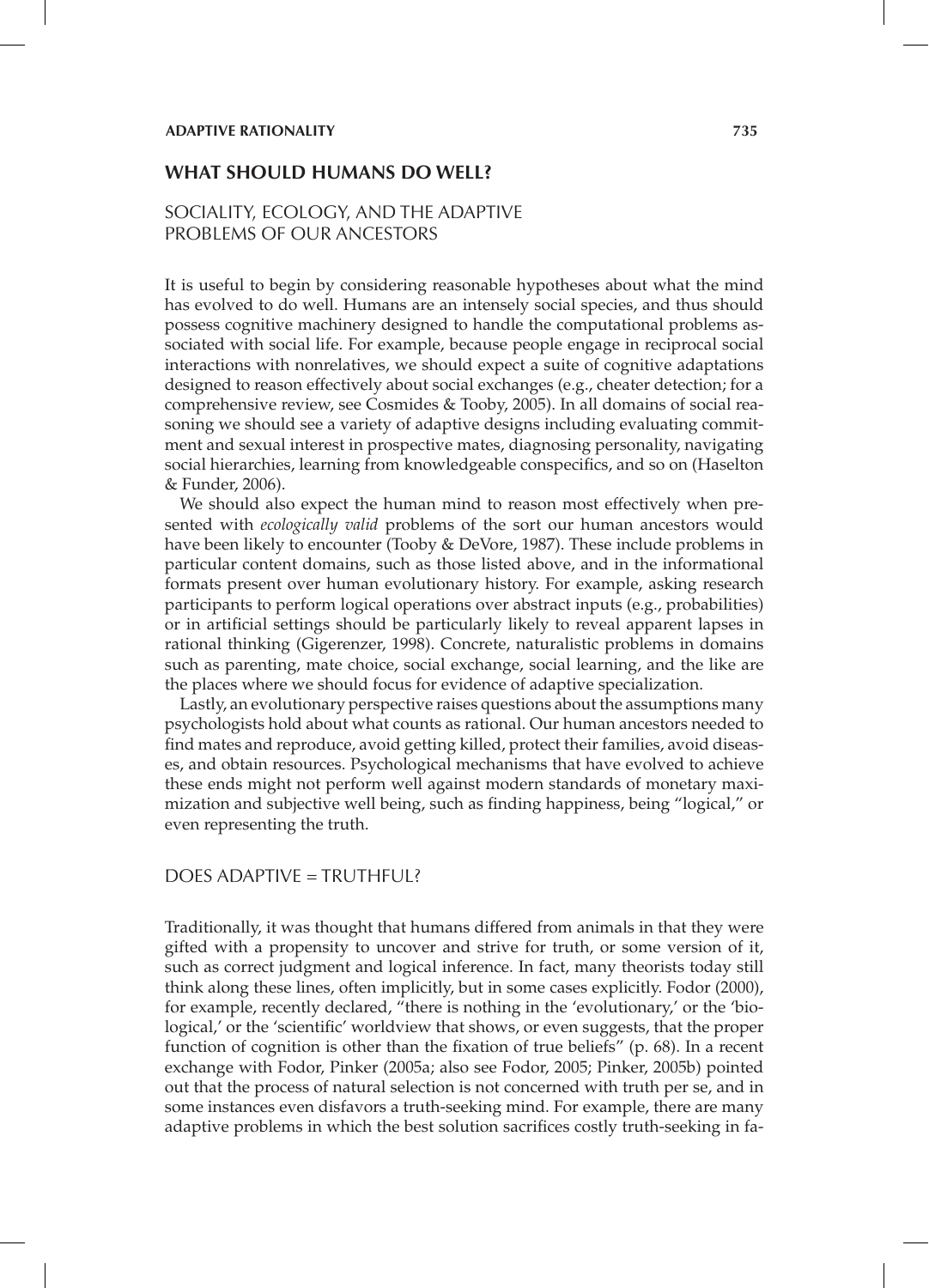## WHAT SHOULD HUMANS DO WELL?

### SOCIALITY, ECOLOGY, AND THE ADAPTIVE PROBLEMS OF OUR ANCESTORS

It is useful to begin by considering reasonable hypotheses about what the mind has evolved to do well. Humans are an intensely social species, and thus should possess cognitive machinery designed to handle the computational problems associated with social life. For example, because people engage in reciprocal social interactions with nonrelatives, we should expect a suite of cognitive adaptations designed to reason effectively about social exchanges (e.g., cheater detection; for a comprehensive review, see Cosmides & Tooby, 2005). In all domains of social reasoning we should see a variety of adaptive designs including evaluating commitment and sexual interest in prospective mates, diagnosing personality, navigating social hierarchies, learning from knowledgeable conspecifics, and so on (Haselton & Funder, 2006).

We should also expect the human mind to reason most effectively when presented with *ecologically valid* problems of the sort our human ancestors would have been likely to encounter (Tooby & DeVore, 1987). These include problems in particular content domains, such as those listed above, and in the informational formats present over human evolutionary history. For example, asking research participants to perform logical operations over abstract inputs (e.g., probabilities) or in artificial settings should be particularly likely to reveal apparent lapses in rational thinking (Gigerenzer, 1998). Concrete, naturalistic problems in domains such as parenting, mate choice, social exchange, social learning, and the like are the places where we should focus for evidence of adaptive specialization.

Lastly, an evolutionary perspective raises questions about the assumptions many psychologists hold about what counts as rational. Our human ancestors needed to find mates and reproduce, avoid getting killed, protect their families, avoid diseases, and obtain resources. Psychological mechanisms that have evolved to achieve these ends might not perform well against modern standards of monetary maximization and subjective well being, such as finding happiness, being "logical," or even representing the truth.

### DOES ADAPTIVE = TRUTHFUL?

Traditionally, it was thought that humans differed from animals in that they were gifted with a propensity to uncover and strive for truth, or some version of it, such as correct judgment and logical inference. In fact, many theorists today still think along these lines, often implicitly, but in some cases explicitly. Fodor (2000), for example, recently declared, "there is nothing in the 'evolutionary,' or the 'biological,' or the 'scientific' worldview that shows, or even suggests, that the proper function of cognition is other than the fixation of true beliefs" (p. 68). In a recent exchange with Fodor, Pinker (2005a; also see Fodor, 2005; Pinker, 2005b) pointed out that the process of natural selection is not concerned with truth per se, and in some instances even disfavors a truth-seeking mind. For example, there are many adaptive problems in which the best solution sacrifices costly truth-seeking in fa-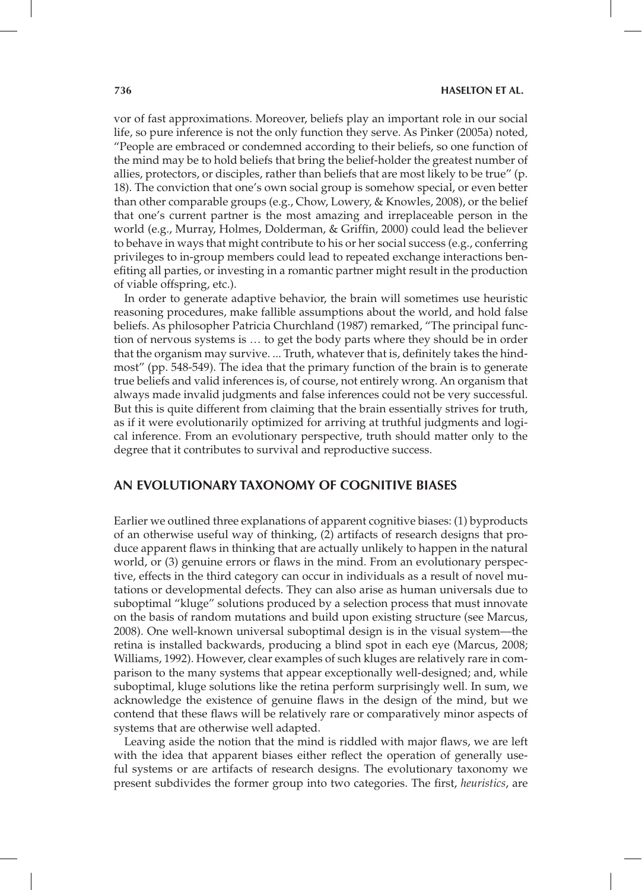vor of fast approximations. Moreover, beliefs play an important role in our social life, so pure inference is not the only function they serve. As Pinker (2005a) noted, "People are embraced or condemned according to their beliefs, so one function of the mind may be to hold beliefs that bring the belief-holder the greatest number of allies, protectors, or disciples, rather than beliefs that are most likely to be true" (p. 18). The conviction that one's own social group is somehow special, or even better than other comparable groups (e.g., Chow, Lowery, & Knowles, 2008), or the belief that one's current partner is the most amazing and irreplaceable person in the world (e.g., Murray, Holmes, Dolderman, & Griffin, 2000) could lead the believer to behave in ways that might contribute to his or her social success (e.g., conferring privileges to in-group members could lead to repeated exchange interactions benefiting all parties, or investing in a romantic partner might result in the production of viable offspring, etc.).

In order to generate adaptive behavior, the brain will sometimes use heuristic reasoning procedures, make fallible assumptions about the world, and hold false beliefs. As philosopher Patricia Churchland (1987) remarked, "The principal function of nervous systems is … to get the body parts where they should be in order that the organism may survive. ... Truth, whatever that is, definitely takes the hindmost" (pp. 548-549). The idea that the primary function of the brain is to generate true beliefs and valid inferences is, of course, not entirely wrong. An organism that always made invalid judgments and false inferences could not be very successful. But this is quite different from claiming that the brain essentially strives for truth, as if it were evolutionarily optimized for arriving at truthful judgments and logical inference. From an evolutionary perspective, truth should matter only to the degree that it contributes to survival and reproductive success.

## AN EVOLUTIONARY TAXONOMY OF COGNITIVE BIASES

Earlier we outlined three explanations of apparent cognitive biases: (1) byproducts of an otherwise useful way of thinking, (2) artifacts of research designs that produce apparent flaws in thinking that are actually unlikely to happen in the natural world, or (3) genuine errors or flaws in the mind. From an evolutionary perspective, effects in the third category can occur in individuals as a result of novel mutations or developmental defects. They can also arise as human universals due to suboptimal "kluge" solutions produced by a selection process that must innovate on the basis of random mutations and build upon existing structure (see Marcus, 2008). One well-known universal suboptimal design is in the visual system—the retina is installed backwards, producing a blind spot in each eye (Marcus, 2008; Williams, 1992). However, clear examples of such kluges are relatively rare in comparison to the many systems that appear exceptionally well-designed; and, while suboptimal, kluge solutions like the retina perform surprisingly well. In sum, we acknowledge the existence of genuine flaws in the design of the mind, but we contend that these flaws will be relatively rare or comparatively minor aspects of systems that are otherwise well adapted.

Leaving aside the notion that the mind is riddled with major flaws, we are left with the idea that apparent biases either reflect the operation of generally useful systems or are artifacts of research designs. The evolutionary taxonomy we present subdivides the former group into two categories. The first, *heuristics*, are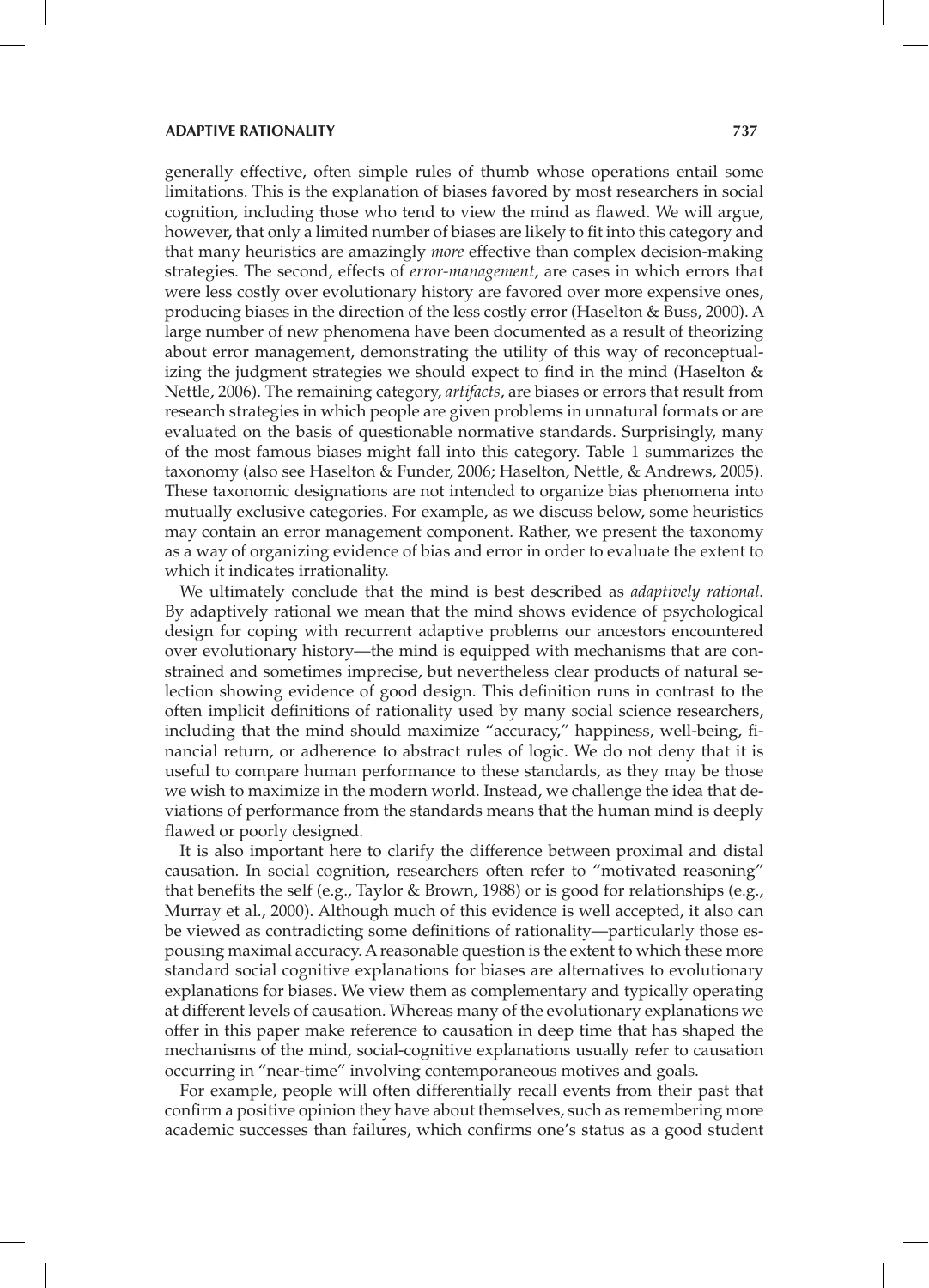generally effective, often simple rules of thumb whose operations entail some limitations. This is the explanation of biases favored by most researchers in social cognition, including those who tend to view the mind as flawed. We will argue, however, that only a limited number of biases are likely to fit into this category and that many heuristics are amazingly *more* effective than complex decision-making strategies. The second, effects of *error-management*, are cases in which errors that were less costly over evolutionary history are favored over more expensive ones, producing biases in the direction of the less costly error (Haselton & Buss, 2000). A large number of new phenomena have been documented as a result of theorizing about error management, demonstrating the utility of this way of reconceptualizing the judgment strategies we should expect to find in the mind (Haselton & Nettle, 2006). The remaining category, *artifacts*, are biases or errors that result from research strategies in which people are given problems in unnatural formats or are evaluated on the basis of questionable normative standards. Surprisingly, many of the most famous biases might fall into this category. Table 1 summarizes the taxonomy (also see Haselton & Funder, 2006; Haselton, Nettle, & Andrews, 2005). These taxonomic designations are not intended to organize bias phenomena into mutually exclusive categories. For example, as we discuss below, some heuristics may contain an error management component. Rather, we present the taxonomy as a way of organizing evidence of bias and error in order to evaluate the extent to which it indicates irrationality.

We ultimately conclude that the mind is best described as *adaptively rational.* By adaptively rational we mean that the mind shows evidence of psychological design for coping with recurrent adaptive problems our ancestors encountered over evolutionary history—the mind is equipped with mechanisms that are constrained and sometimes imprecise, but nevertheless clear products of natural selection showing evidence of good design. This definition runs in contrast to the often implicit definitions of rationality used by many social science researchers, including that the mind should maximize "accuracy," happiness, well-being, financial return, or adherence to abstract rules of logic. We do not deny that it is useful to compare human performance to these standards, as they may be those we wish to maximize in the modern world. Instead, we challenge the idea that deviations of performance from the standards means that the human mind is deeply flawed or poorly designed.

It is also important here to clarify the difference between proximal and distal causation. In social cognition, researchers often refer to "motivated reasoning" that benefits the self (e.g., Taylor & Brown, 1988) or is good for relationships (e.g., Murray et al., 2000). Although much of this evidence is well accepted, it also can be viewed as contradicting some definitions of rationality—particularly those espousing maximal accuracy. A reasonable question is the extent to which these more standard social cognitive explanations for biases are alternatives to evolutionary explanations for biases. We view them as complementary and typically operating at different levels of causation. Whereas many of the evolutionary explanations we offer in this paper make reference to causation in deep time that has shaped the mechanisms of the mind, social-cognitive explanations usually refer to causation occurring in "near-time" involving contemporaneous motives and goals.

For example, people will often differentially recall events from their past that confirm a positive opinion they have about themselves, such as remembering more academic successes than failures, which confirms one's status as a good student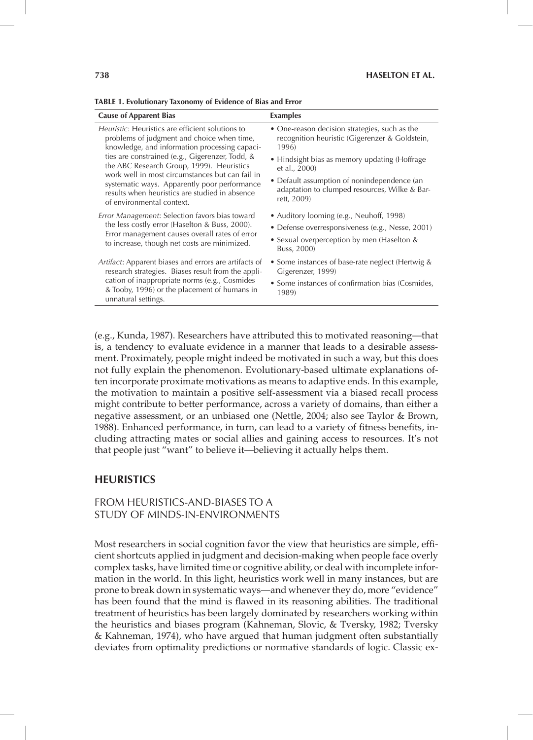**TABLE 1. Evolutionary Taxonomy of Evidence of Bias and Error**

| Cause of Apparent Bias | Examples |
|---|---|
| *Heuristic*: Heuristics are efficient solutions to problems of judgment and choice when time, knowledge, and information processing capacities are constrained (e.g., Gigerenzer, Todd, & the ABC Research Group, 1999). Heuristics work well in most circumstances but can fail in systematic ways. Apparently poor performance results when heuristics are studied in absence of environmental context. | • One-reason decision strategies, such as the recognition heuristic (Gigerenzer & Goldstein, 1996) • Hindsight bias as memory updating (Hoffrage et al., 2000) • Default assumption of nonindependence (an adaptation to clumped resources, Wilke & Barrett, 2009) |
| *Error Management*: Selection favors bias toward the less costly error (Haselton & Buss, 2000). Error management causes overall rates of error to increase, though net costs are minimized. | • Auditory looming (e.g., Neuhoff, 1998) • Defense overresponsiveness (e.g., Nesse, 2001) • Sexual overperception by men (Haselton & Buss, 2000) |
| *Artifact*: Apparent biases and errors are artifacts of research strategies. Biases result from the application of inappropriate norms (e.g., Cosmides & Tooby, 1996) or the placement of humans in unnatural settings. | • Some instances of base-rate neglect (Hertwig & Gigerenzer, 1999) • Some instances of confirmation bias (Cosmides, 1989) |

(e.g., Kunda, 1987). Researchers have attributed this to motivated reasoning—that is, a tendency to evaluate evidence in a manner that leads to a desirable assessment. Proximately, people might indeed be motivated in such a way, but this does not fully explain the phenomenon. Evolutionary-based ultimate explanations often incorporate proximate motivations as means to adaptive ends. In this example, the motivation to maintain a positive self-assessment via a biased recall process might contribute to better performance, across a variety of domains, than either a negative assessment, or an unbiased one (Nettle, 2004; also see Taylor & Brown, 1988). Enhanced performance, in turn, can lead to a variety of fitness benefits, including attracting mates or social allies and gaining access to resources. It's not that people just "want" to believe it—believing it actually helps them.

## HEURISTICS

### FROM HEURISTICS-AND-BIASES TO A STUDY OF MINDS-IN-ENVIRONMENTS

Most researchers in social cognition favor the view that heuristics are simple, efficient shortcuts applied in judgment and decision-making when people face overly complex tasks, have limited time or cognitive ability, or deal with incomplete information in the world. In this light, heuristics work well in many instances, but are prone to break down in systematic ways—and whenever they do, more "evidence" has been found that the mind is flawed in its reasoning abilities. The traditional treatment of heuristics has been largely dominated by researchers working within the heuristics and biases program (Kahneman, Slovic, & Tversky, 1982; Tversky & Kahneman, 1974), who have argued that human judgment often substantially deviates from optimality predictions or normative standards of logic. Classic ex-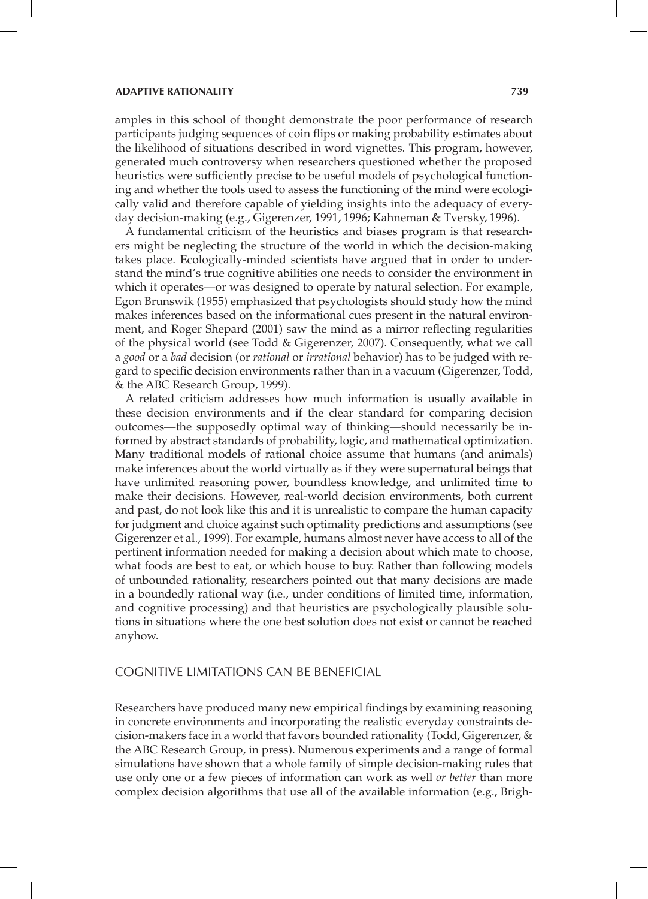amples in this school of thought demonstrate the poor performance of research participants judging sequences of coin flips or making probability estimates about the likelihood of situations described in word vignettes. This program, however, generated much controversy when researchers questioned whether the proposed heuristics were sufficiently precise to be useful models of psychological functioning and whether the tools used to assess the functioning of the mind were ecologically valid and therefore capable of yielding insights into the adequacy of everyday decision-making (e.g., Gigerenzer, 1991, 1996; Kahneman & Tversky, 1996).

A fundamental criticism of the heuristics and biases program is that researchers might be neglecting the structure of the world in which the decision-making takes place. Ecologically-minded scientists have argued that in order to understand the mind's true cognitive abilities one needs to consider the environment in which it operates—or was designed to operate by natural selection. For example, Egon Brunswik (1955) emphasized that psychologists should study how the mind makes inferences based on the informational cues present in the natural environment, and Roger Shepard (2001) saw the mind as a mirror reflecting regularities of the physical world (see Todd & Gigerenzer, 2007). Consequently, what we call a *good* or a *bad* decision (or *rational* or *irrational* behavior) has to be judged with regard to specific decision environments rather than in a vacuum (Gigerenzer, Todd, & the ABC Research Group, 1999).

A related criticism addresses how much information is usually available in these decision environments and if the clear standard for comparing decision outcomes—the supposedly optimal way of thinking—should necessarily be informed by abstract standards of probability, logic, and mathematical optimization. Many traditional models of rational choice assume that humans (and animals) make inferences about the world virtually as if they were supernatural beings that have unlimited reasoning power, boundless knowledge, and unlimited time to make their decisions. However, real-world decision environments, both current and past, do not look like this and it is unrealistic to compare the human capacity for judgment and choice against such optimality predictions and assumptions (see Gigerenzer et al., 1999). For example, humans almost never have access to all of the pertinent information needed for making a decision about which mate to choose, what foods are best to eat, or which house to buy. Rather than following models of unbounded rationality, researchers pointed out that many decisions are made in a boundedly rational way (i.e., under conditions of limited time, information, and cognitive processing) and that heuristics are psychologically plausible solutions in situations where the one best solution does not exist or cannot be reached anyhow.

## COGNITIVE LIMITATIONS CAN BE BENEFICIAL

Researchers have produced many new empirical findings by examining reasoning in concrete environments and incorporating the realistic everyday constraints decision-makers face in a world that favors bounded rationality (Todd, Gigerenzer, & the ABC Research Group, in press). Numerous experiments and a range of formal simulations have shown that a whole family of simple decision-making rules that use only one or a few pieces of information can work as well *or better* than more complex decision algorithms that use all of the available information (e.g., Brigh-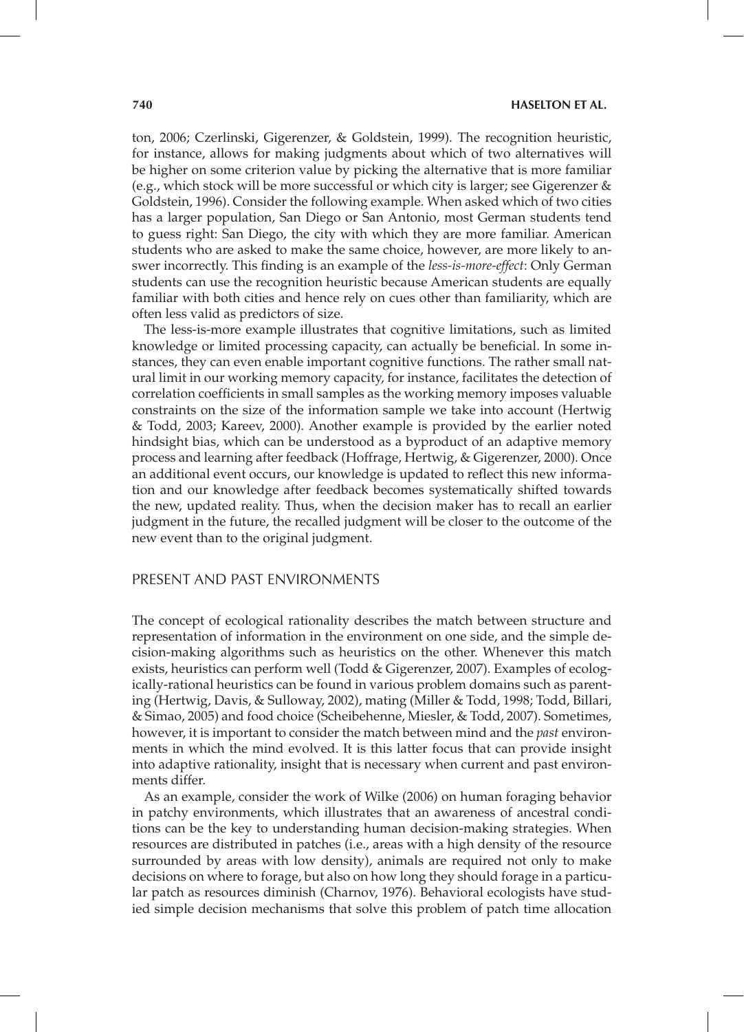ton, 2006; Czerlinski, Gigerenzer, & Goldstein, 1999). The recognition heuristic, for instance, allows for making judgments about which of two alternatives will be higher on some criterion value by picking the alternative that is more familiar (e.g., which stock will be more successful or which city is larger; see Gigerenzer & Goldstein, 1996). Consider the following example. When asked which of two cities has a larger population, San Diego or San Antonio, most German students tend to guess right: San Diego, the city with which they are more familiar. American students who are asked to make the same choice, however, are more likely to answer incorrectly. This finding is an example of the *less-is-more-effect*: Only German students can use the recognition heuristic because American students are equally familiar with both cities and hence rely on cues other than familiarity, which are often less valid as predictors of size.

The less-is-more example illustrates that cognitive limitations, such as limited knowledge or limited processing capacity, can actually be beneficial. In some instances, they can even enable important cognitive functions. The rather small natural limit in our working memory capacity, for instance, facilitates the detection of correlation coefficients in small samples as the working memory imposes valuable constraints on the size of the information sample we take into account (Hertwig & Todd, 2003; Kareev, 2000). Another example is provided by the earlier noted hindsight bias, which can be understood as a byproduct of an adaptive memory process and learning after feedback (Hoffrage, Hertwig, & Gigerenzer, 2000). Once an additional event occurs, our knowledge is updated to reflect this new information and our knowledge after feedback becomes systematically shifted towards the new, updated reality. Thus, when the decision maker has to recall an earlier judgment in the future, the recalled judgment will be closer to the outcome of the new event than to the original judgment.

## PRESENT AND PAST ENVIRONMENTS

The concept of ecological rationality describes the match between structure and representation of information in the environment on one side, and the simple decision-making algorithms such as heuristics on the other. Whenever this match exists, heuristics can perform well (Todd & Gigerenzer, 2007). Examples of ecologically-rational heuristics can be found in various problem domains such as parenting (Hertwig, Davis, & Sulloway, 2002), mating (Miller & Todd, 1998; Todd, Billari, & Simao, 2005) and food choice (Scheibehenne, Miesler, & Todd, 2007). Sometimes, however, it is important to consider the match between mind and the *past* environments in which the mind evolved. It is this latter focus that can provide insight into adaptive rationality, insight that is necessary when current and past environments differ.

As an example, consider the work of Wilke (2006) on human foraging behavior in patchy environments, which illustrates that an awareness of ancestral conditions can be the key to understanding human decision-making strategies. When resources are distributed in patches (i.e., areas with a high density of the resource surrounded by areas with low density), animals are required not only to make decisions on where to forage, but also on how long they should forage in a particular patch as resources diminish (Charnov, 1976). Behavioral ecologists have studied simple decision mechanisms that solve this problem of patch time allocation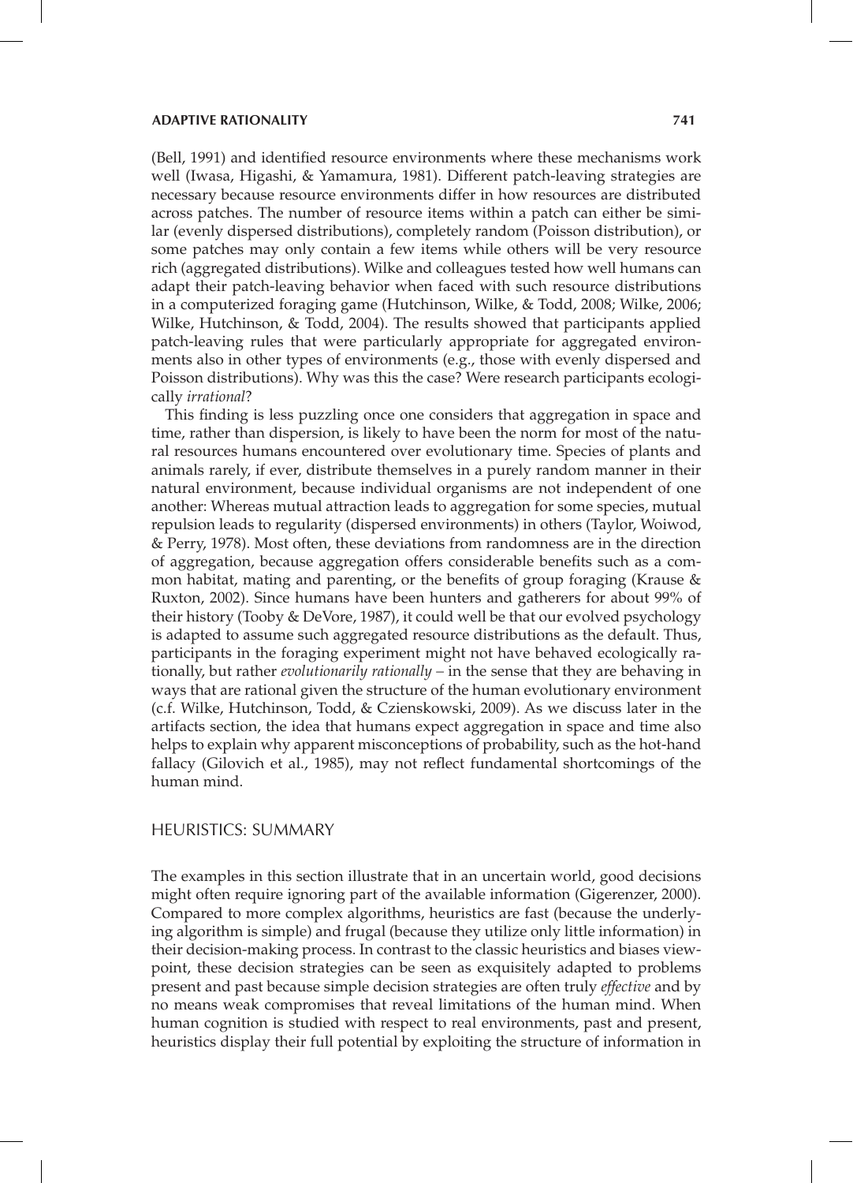(Bell, 1991) and identified resource environments where these mechanisms work well (Iwasa, Higashi, & Yamamura, 1981). Different patch-leaving strategies are necessary because resource environments differ in how resources are distributed across patches. The number of resource items within a patch can either be similar (evenly dispersed distributions), completely random (Poisson distribution), or some patches may only contain a few items while others will be very resource rich (aggregated distributions). Wilke and colleagues tested how well humans can adapt their patch-leaving behavior when faced with such resource distributions in a computerized foraging game (Hutchinson, Wilke, & Todd, 2008; Wilke, 2006; Wilke, Hutchinson, & Todd, 2004). The results showed that participants applied patch-leaving rules that were particularly appropriate for aggregated environments also in other types of environments (e.g., those with evenly dispersed and Poisson distributions). Why was this the case? Were research participants ecologically *irrational*?

This finding is less puzzling once one considers that aggregation in space and time, rather than dispersion, is likely to have been the norm for most of the natural resources humans encountered over evolutionary time. Species of plants and animals rarely, if ever, distribute themselves in a purely random manner in their natural environment, because individual organisms are not independent of one another: Whereas mutual attraction leads to aggregation for some species, mutual repulsion leads to regularity (dispersed environments) in others (Taylor, Woiwod, & Perry, 1978). Most often, these deviations from randomness are in the direction of aggregation, because aggregation offers considerable benefits such as a common habitat, mating and parenting, or the benefits of group foraging (Krause & Ruxton, 2002). Since humans have been hunters and gatherers for about 99% of their history (Tooby & DeVore, 1987), it could well be that our evolved psychology is adapted to assume such aggregated resource distributions as the default. Thus, participants in the foraging experiment might not have behaved ecologically rationally, but rather *evolutionarily rationally* – in the sense that they are behaving in ways that are rational given the structure of the human evolutionary environment (c.f. Wilke, Hutchinson, Todd, & Czienskowski, 2009). As we discuss later in the artifacts section, the idea that humans expect aggregation in space and time also helps to explain why apparent misconceptions of probability, such as the hot-hand fallacy (Gilovich et al., 1985), may not reflect fundamental shortcomings of the human mind.

## HEURISTICS: SUMMARY

The examples in this section illustrate that in an uncertain world, good decisions might often require ignoring part of the available information (Gigerenzer, 2000). Compared to more complex algorithms, heuristics are fast (because the underlying algorithm is simple) and frugal (because they utilize only little information) in their decision-making process. In contrast to the classic heuristics and biases viewpoint, these decision strategies can be seen as exquisitely adapted to problems present and past because simple decision strategies are often truly *effective* and by no means weak compromises that reveal limitations of the human mind. When human cognition is studied with respect to real environments, past and present, heuristics display their full potential by exploiting the structure of information in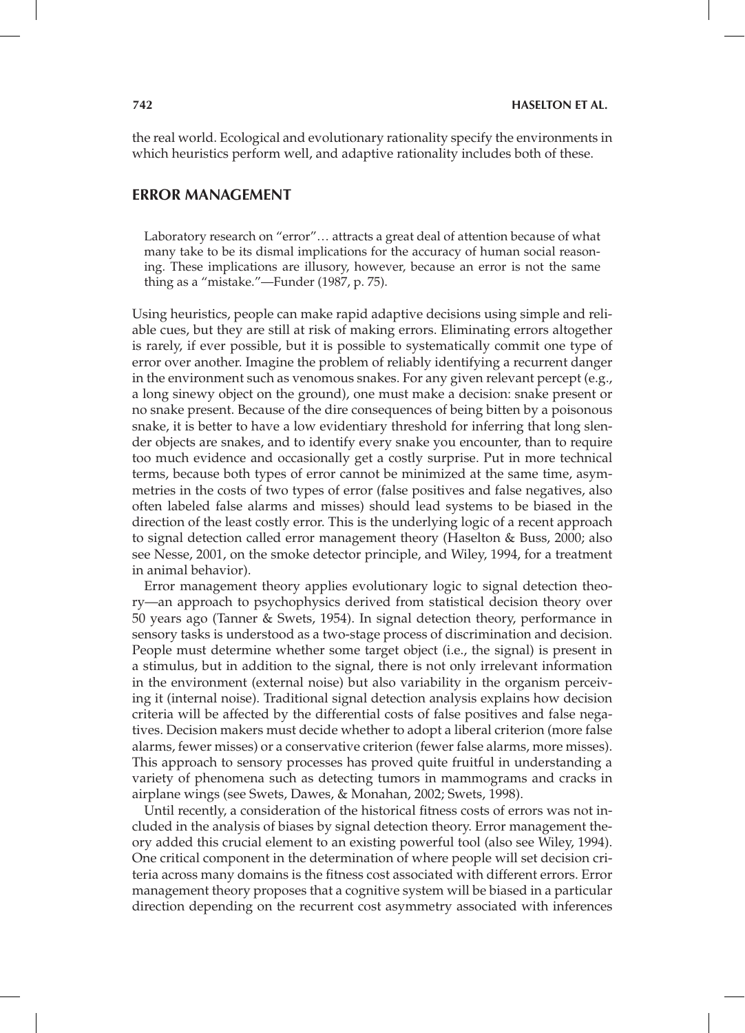the real world. Ecological and evolutionary rationality specify the environments in which heuristics perform well, and adaptive rationality includes both of these.

## ERROR MANAGEMENT

> Laboratory research on "error"… attracts a great deal of attention because of what many take to be its dismal implications for the accuracy of human social reasoning. These implications are illusory, however, because an error is not the same thing as a "mistake."—Funder (1987, p. 75).

Using heuristics, people can make rapid adaptive decisions using simple and reliable cues, but they are still at risk of making errors. Eliminating errors altogether is rarely, if ever possible, but it is possible to systematically commit one type of error over another. Imagine the problem of reliably identifying a recurrent danger in the environment such as venomous snakes. For any given relevant percept (e.g., a long sinewy object on the ground), one must make a decision: snake present or no snake present. Because of the dire consequences of being bitten by a poisonous snake, it is better to have a low evidentiary threshold for inferring that long slender objects are snakes, and to identify every snake you encounter, than to require too much evidence and occasionally get a costly surprise. Put in more technical terms, because both types of error cannot be minimized at the same time, asymmetries in the costs of two types of error (false positives and false negatives, also often labeled false alarms and misses) should lead systems to be biased in the direction of the least costly error. This is the underlying logic of a recent approach to signal detection called error management theory (Haselton & Buss, 2000; also see Nesse, 2001, on the smoke detector principle, and Wiley, 1994, for a treatment in animal behavior).

Error management theory applies evolutionary logic to signal detection theory—an approach to psychophysics derived from statistical decision theory over 50 years ago (Tanner & Swets, 1954). In signal detection theory, performance in sensory tasks is understood as a two-stage process of discrimination and decision. People must determine whether some target object (i.e., the signal) is present in a stimulus, but in addition to the signal, there is not only irrelevant information in the environment (external noise) but also variability in the organism perceiving it (internal noise). Traditional signal detection analysis explains how decision criteria will be affected by the differential costs of false positives and false negatives. Decision makers must decide whether to adopt a liberal criterion (more false alarms, fewer misses) or a conservative criterion (fewer false alarms, more misses). This approach to sensory processes has proved quite fruitful in understanding a variety of phenomena such as detecting tumors in mammograms and cracks in airplane wings (see Swets, Dawes, & Monahan, 2002; Swets, 1998).

Until recently, a consideration of the historical fitness costs of errors was not included in the analysis of biases by signal detection theory. Error management theory added this crucial element to an existing powerful tool (also see Wiley, 1994). One critical component in the determination of where people will set decision criteria across many domains is the fitness cost associated with different errors. Error management theory proposes that a cognitive system will be biased in a particular direction depending on the recurrent cost asymmetry associated with inferences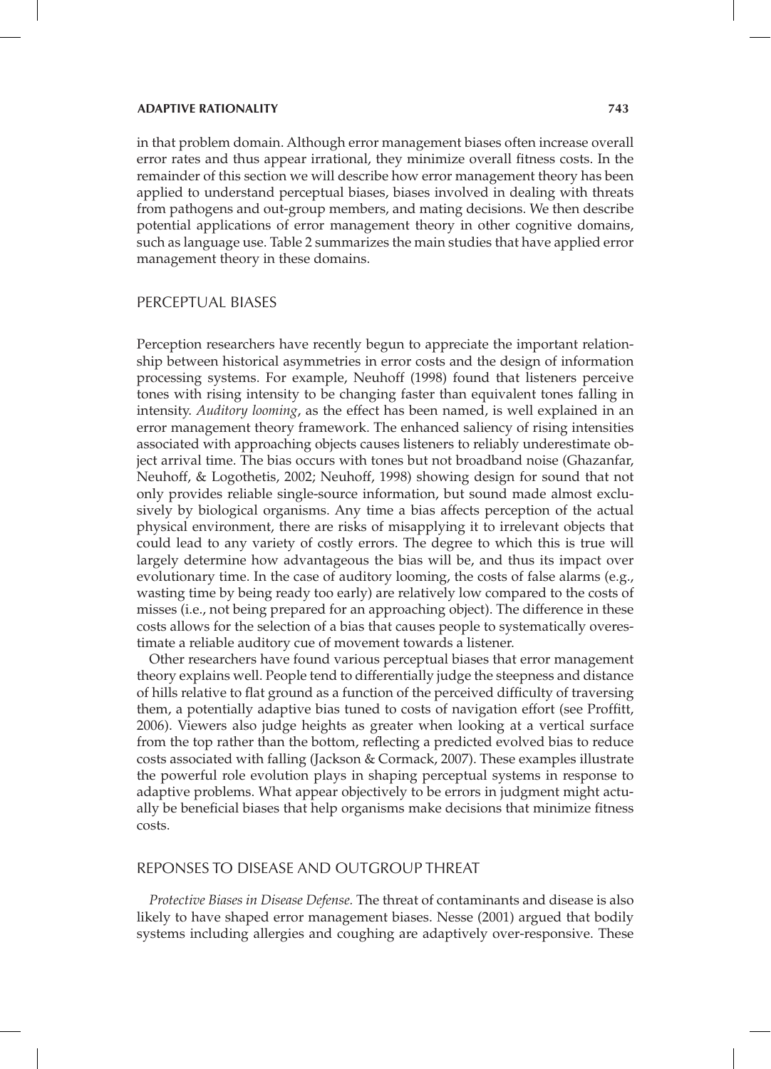in that problem domain. Although error management biases often increase overall error rates and thus appear irrational, they minimize overall fitness costs. In the remainder of this section we will describe how error management theory has been applied to understand perceptual biases, biases involved in dealing with threats from pathogens and out-group members, and mating decisions. We then describe potential applications of error management theory in other cognitive domains, such as language use. Table 2 summarizes the main studies that have applied error management theory in these domains.

## PERCEPTUAL BIASES

Perception researchers have recently begun to appreciate the important relationship between historical asymmetries in error costs and the design of information processing systems. For example, Neuhoff (1998) found that listeners perceive tones with rising intensity to be changing faster than equivalent tones falling in intensity. *Auditory looming*, as the effect has been named, is well explained in an error management theory framework. The enhanced saliency of rising intensities associated with approaching objects causes listeners to reliably underestimate object arrival time. The bias occurs with tones but not broadband noise (Ghazanfar, Neuhoff, & Logothetis, 2002; Neuhoff, 1998) showing design for sound that not only provides reliable single-source information, but sound made almost exclusively by biological organisms. Any time a bias affects perception of the actual physical environment, there are risks of misapplying it to irrelevant objects that could lead to any variety of costly errors. The degree to which this is true will largely determine how advantageous the bias will be, and thus its impact over evolutionary time. In the case of auditory looming, the costs of false alarms (e.g., wasting time by being ready too early) are relatively low compared to the costs of misses (i.e., not being prepared for an approaching object). The difference in these costs allows for the selection of a bias that causes people to systematically overestimate a reliable auditory cue of movement towards a listener.

Other researchers have found various perceptual biases that error management theory explains well. People tend to differentially judge the steepness and distance of hills relative to flat ground as a function of the perceived difficulty of traversing them, a potentially adaptive bias tuned to costs of navigation effort (see Proffitt, 2006). Viewers also judge heights as greater when looking at a vertical surface from the top rather than the bottom, reflecting a predicted evolved bias to reduce costs associated with falling (Jackson & Cormack, 2007). These examples illustrate the powerful role evolution plays in shaping perceptual systems in response to adaptive problems. What appear objectively to be errors in judgment might actually be beneficial biases that help organisms make decisions that minimize fitness costs.

## REPONSES TO DISEASE AND OUTGROUP THREAT

*Protective Biases in Disease Defense.* The threat of contaminants and disease is also likely to have shaped error management biases. Nesse (2001) argued that bodily systems including allergies and coughing are adaptively over-responsive. These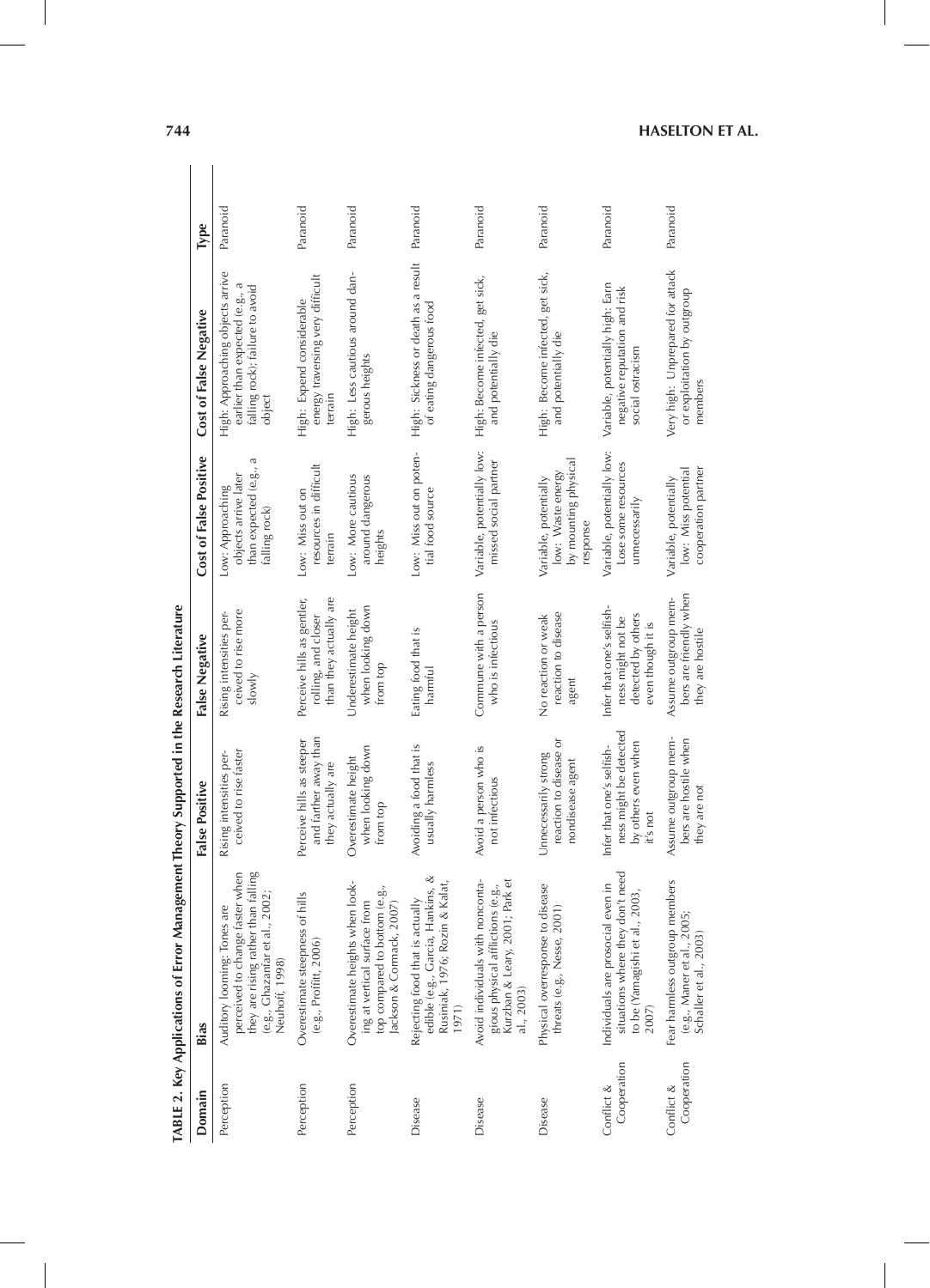**TABLE 2. Key Applications of Error Management Theory Supported in the Research Literature**

| Domain | Bias | False Positive | False Negative | Cost of False Positive | Cost of False Negative | Type |
|---|---|---|---|---|---|---|
| Perception | Auditory looming: Tones are perceived to change faster when they are rising rather than falling (e.g., Ghazanfar et al., 2002; Neuhoff, 1998) | Rising intensities perceived to rise faster | Rising intensities perceived to rise more slowly | Low: Approaching objects arrive later than expected (e.g., a falling rock) | High: Approaching objects arrive earlier than expected (e.g., a falling rock); failure to avoid object | Paranoid |
| Perception | Overestimate steepness of hills (e.g., Proffitt, 2006) | Perceive hills as steeper and farther away than they actually are | Perceive hills as gentler, rolling, and closer than they actually are | Low: Miss out on resources in difficult terrain | High: Expend considerable energy traversing very difficult terrain | Paranoid |
| Perception | Overestimate heights when looking at vertical surface from top compared to bottom (e.g., Jackson & Cormack, 2007) | Overestimate height when looking down from top | Underestimate height when looking down from top | Low: More cautious around dangerous heights | High: Less cautious around dangerous heights | Paranoid |
| Disease | Rejecting food that is actually edible (e.g., Garcia, Hankins, & Rusiniak, 1976; Rozin & Kalat, 1971) | Avoiding a food that is usually harmless | Eating food that is harmful | Low: Miss out on potential food source | High: Sickness or death as a result of eating dangerous food | Paranoid |
| Disease | Avoid individuals with noncontagious physical afflictions (e.g., Kurzban & Leary, 2001; Park et al., 2003) | Avoid a person who is not infectious | Commune with a person who is infectious | Variable, potentially low: missed social partner | High: Become infected, get sick, and potentially die | Paranoid |
| Disease | Physical overresponse to disease threats (e.g., Nesse, 2001) | Unnecessarily strong reaction to disease or nondisease agent | No reaction or weak reaction to disease agent | Variable, potentially low: Waste energy by mounting physical response | High: Become infected, get sick, and potentially die | Paranoid |
| Conflict & Cooperation | Individuals are prosocial even in situations where they don't need to be (Yamagishi et al., 2003, 2007) | Infer that one's selfishness might be detected by others even when it's not | Infer that one's selfishness might not be detected by others even though it is | Variable, potentially low: Lose some resources unnecessarily | Variable, potentially high: Earn negative reputation and risk social ostracism | Paranoid |
| Conflict & Cooperation | Fear harmless outgroup members (e.g., Maner et al., 2005; Schaller et al., 2003) | Assume outgroup members are hostile when they are not | Assume outgroup members are friendly when they are hostile | Variable, potentially low: Miss potential cooperation partner | Very high: Unprepared for attack or exploitation by outgroup members | Paranoid |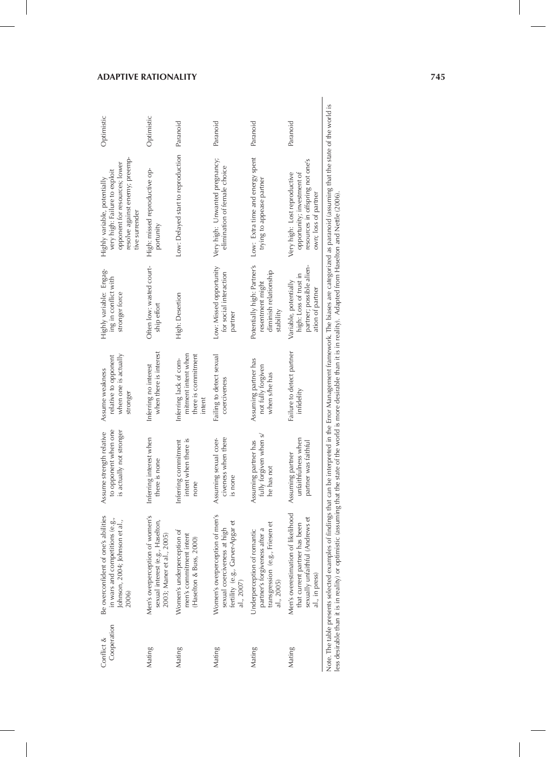| Conflict & Cooperation | Be overconfident of one's abilities in wars and competitions (e.g., Johnson, 2004; Johnson et al., 2006) | Assume strength relative to opponent when one is actually not stronger | Assume weakness relative to opponent when one is actually stronger | Highly variable: Engaging in conflict with stronger force | Highly variable, potentially very high: Failure to exploit opponent for resources; lower resolve against enemy; preemptive surrender | Optimistic |
|---|---|---|---|---|---|---|
| Mating | Men's overperception of women's sexual interest (e.g., Haselton, 2003; Maner et al., 2005) | Inferring interest when there is none | Inferring no interest when there is interest | Often low: wasted courtship effort | High: missed reproductive opportunity | Optimistic |
| Mating | Women's underperception of men's commitment intent (Haselton & Buss, 2000) | Inferring commitment intent when there is none | Inferring lack of commitment intent when there is commitment intent | High: Desertion | Low: Delayed start to reproduction | Paranoid |
| Mating | Women's overperception of men's sexual coerciveness at high fertility (e.g., Garver-Apgar et al., 2007) | Assuming sexual coerciveness when there is none | Failing to detect sexual coerciveness | Low: Missed opportunity for social interaction partner | Very high: Unwanted pregnancy; elimination of female choice | Paranoid |
| Mating | Underperception of romantic partner's forgiveness after a transgression (e.g., Friesen et al., 2005) | Assuming partner has fully forgiven when s/he has not | Assuming partner has not fully forgiven when s/he has | Potentially high: Partner's resentment might diminish relationship stability | Low: Extra time and energy spent trying to appease partner | Paranoid |
| Mating | Men's overestimation of likelihood that current partner has been sexually unfaithful (Andrews et al., in press) | Assuming partner unfaithfulness when partner was faithful | Failure to detect partner infidelity | Variable, potentially high: Loss of trust in partner; possible alienation of partner | Very high: Lost reproductive opportunity; investment of resources in offspring not one's own; loss of partner | Paranoid |

Note. The table presents selected examples of findings that can be interpreted in the Error Management framework. The biases are categorized as paranoid (assuming that the state of the world is less desirable than it is in reality) or optimistic (assuming that the state of the world is more desirable than it is in reality). Adapted from Haselton and Nettle (2006).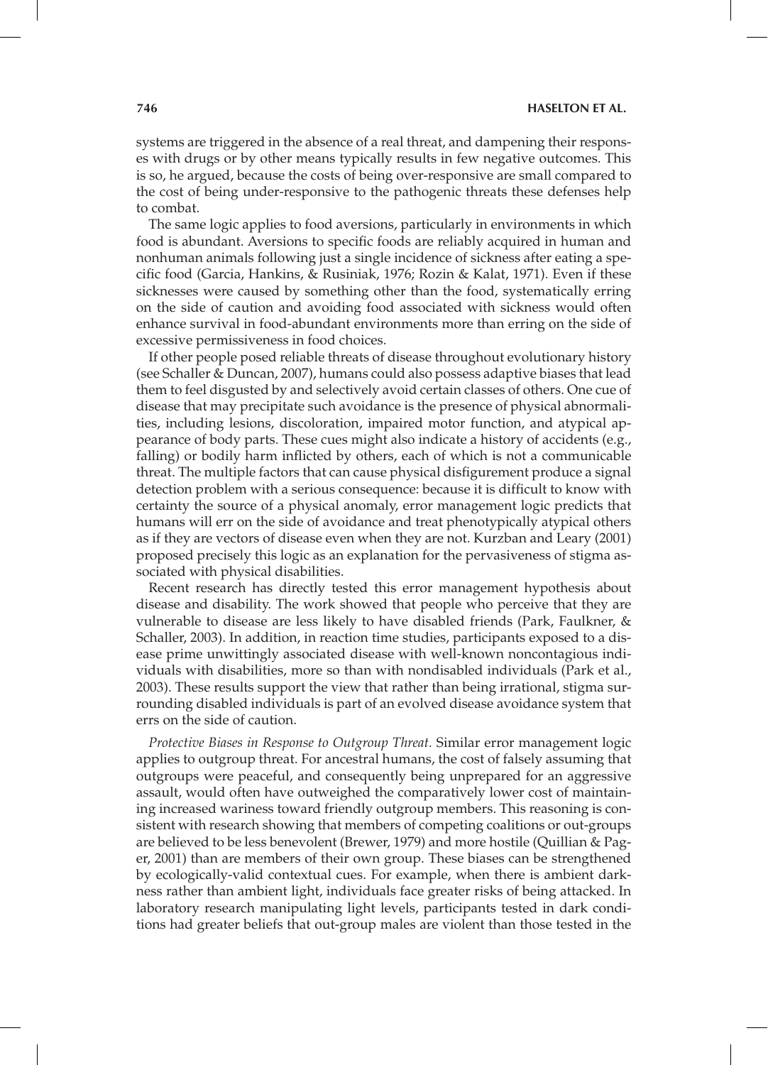systems are triggered in the absence of a real threat, and dampening their responses with drugs or by other means typically results in few negative outcomes. This is so, he argued, because the costs of being over-responsive are small compared to the cost of being under-responsive to the pathogenic threats these defenses help to combat.

The same logic applies to food aversions, particularly in environments in which food is abundant. Aversions to specific foods are reliably acquired in human and nonhuman animals following just a single incidence of sickness after eating a specific food (Garcia, Hankins, & Rusiniak, 1976; Rozin & Kalat, 1971). Even if these sicknesses were caused by something other than the food, systematically erring on the side of caution and avoiding food associated with sickness would often enhance survival in food-abundant environments more than erring on the side of excessive permissiveness in food choices.

If other people posed reliable threats of disease throughout evolutionary history (see Schaller & Duncan, 2007), humans could also possess adaptive biases that lead them to feel disgusted by and selectively avoid certain classes of others. One cue of disease that may precipitate such avoidance is the presence of physical abnormalities, including lesions, discoloration, impaired motor function, and atypical appearance of body parts. These cues might also indicate a history of accidents (e.g., falling) or bodily harm inflicted by others, each of which is not a communicable threat. The multiple factors that can cause physical disfigurement produce a signal detection problem with a serious consequence: because it is difficult to know with certainty the source of a physical anomaly, error management logic predicts that humans will err on the side of avoidance and treat phenotypically atypical others as if they are vectors of disease even when they are not. Kurzban and Leary (2001) proposed precisely this logic as an explanation for the pervasiveness of stigma associated with physical disabilities.

Recent research has directly tested this error management hypothesis about disease and disability. The work showed that people who perceive that they are vulnerable to disease are less likely to have disabled friends (Park, Faulkner, & Schaller, 2003). In addition, in reaction time studies, participants exposed to a disease prime unwittingly associated disease with well-known noncontagious individuals with disabilities, more so than with nondisabled individuals (Park et al., 2003). These results support the view that rather than being irrational, stigma surrounding disabled individuals is part of an evolved disease avoidance system that errs on the side of caution.

*Protective Biases in Response to Outgroup Threat.* Similar error management logic applies to outgroup threat. For ancestral humans, the cost of falsely assuming that outgroups were peaceful, and consequently being unprepared for an aggressive assault, would often have outweighed the comparatively lower cost of maintaining increased wariness toward friendly outgroup members. This reasoning is consistent with research showing that members of competing coalitions or out-groups are believed to be less benevolent (Brewer, 1979) and more hostile (Quillian & Pager, 2001) than are members of their own group. These biases can be strengthened by ecologically-valid contextual cues. For example, when there is ambient darkness rather than ambient light, individuals face greater risks of being attacked. In laboratory research manipulating light levels, participants tested in dark conditions had greater beliefs that out-group males are violent than those tested in the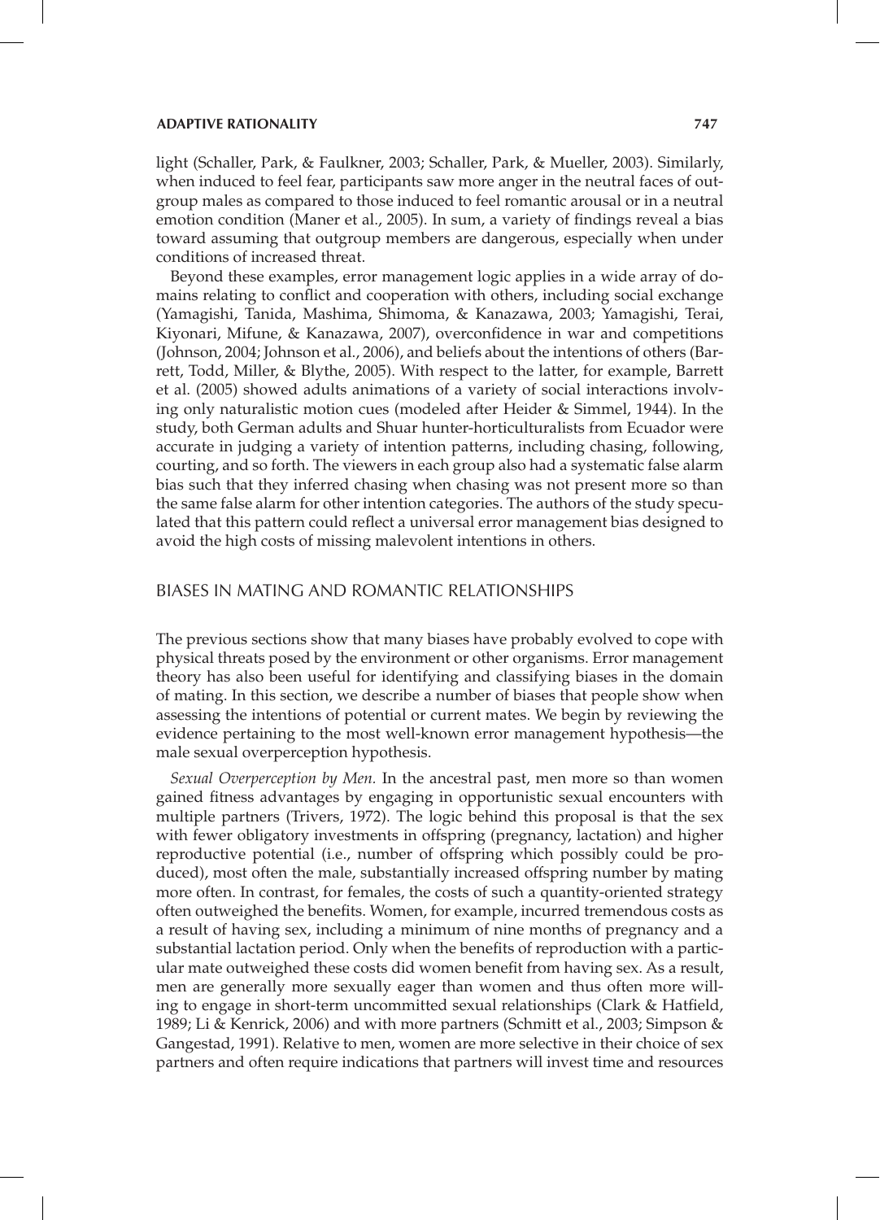light (Schaller, Park, & Faulkner, 2003; Schaller, Park, & Mueller, 2003). Similarly, when induced to feel fear, participants saw more anger in the neutral faces of outgroup males as compared to those induced to feel romantic arousal or in a neutral emotion condition (Maner et al., 2005). In sum, a variety of findings reveal a bias toward assuming that outgroup members are dangerous, especially when under conditions of increased threat.

Beyond these examples, error management logic applies in a wide array of domains relating to conflict and cooperation with others, including social exchange (Yamagishi, Tanida, Mashima, Shimoma, & Kanazawa, 2003; Yamagishi, Terai, Kiyonari, Mifune, & Kanazawa, 2007), overconfidence in war and competitions (Johnson, 2004; Johnson et al., 2006), and beliefs about the intentions of others (Barrett, Todd, Miller, & Blythe, 2005). With respect to the latter, for example, Barrett et al. (2005) showed adults animations of a variety of social interactions involving only naturalistic motion cues (modeled after Heider & Simmel, 1944). In the study, both German adults and Shuar hunter-horticulturalists from Ecuador were accurate in judging a variety of intention patterns, including chasing, following, courting, and so forth. The viewers in each group also had a systematic false alarm bias such that they inferred chasing when chasing was not present more so than the same false alarm for other intention categories. The authors of the study speculated that this pattern could reflect a universal error management bias designed to avoid the high costs of missing malevolent intentions in others.

## BIASES IN MATING AND ROMANTIC RELATIONSHIPS

The previous sections show that many biases have probably evolved to cope with physical threats posed by the environment or other organisms. Error management theory has also been useful for identifying and classifying biases in the domain of mating. In this section, we describe a number of biases that people show when assessing the intentions of potential or current mates. We begin by reviewing the evidence pertaining to the most well-known error management hypothesis—the male sexual overperception hypothesis.

*Sexual Overperception by Men.* In the ancestral past, men more so than women gained fitness advantages by engaging in opportunistic sexual encounters with multiple partners (Trivers, 1972). The logic behind this proposal is that the sex with fewer obligatory investments in offspring (pregnancy, lactation) and higher reproductive potential (i.e., number of offspring which possibly could be produced), most often the male, substantially increased offspring number by mating more often. In contrast, for females, the costs of such a quantity-oriented strategy often outweighed the benefits. Women, for example, incurred tremendous costs as a result of having sex, including a minimum of nine months of pregnancy and a substantial lactation period. Only when the benefits of reproduction with a particular mate outweighed these costs did women benefit from having sex. As a result, men are generally more sexually eager than women and thus often more willing to engage in short-term uncommitted sexual relationships (Clark & Hatfield, 1989; Li & Kenrick, 2006) and with more partners (Schmitt et al., 2003; Simpson & Gangestad, 1991). Relative to men, women are more selective in their choice of sex partners and often require indications that partners will invest time and resources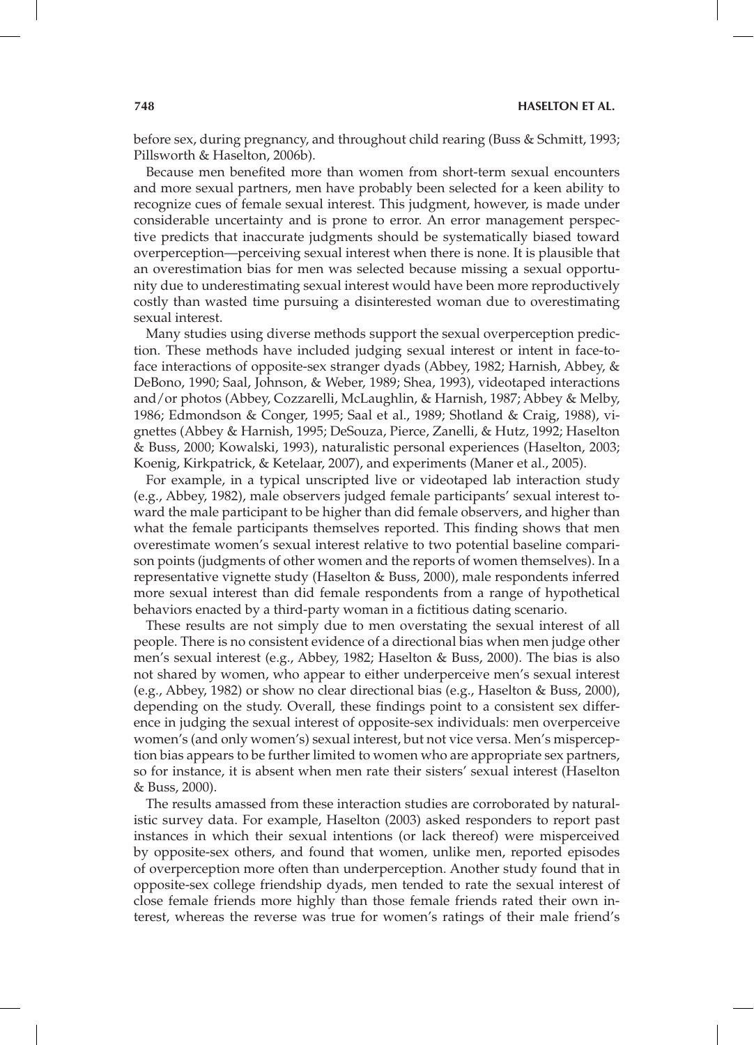before sex, during pregnancy, and throughout child rearing (Buss & Schmitt, 1993; Pillsworth & Haselton, 2006b).

Because men benefited more than women from short-term sexual encounters and more sexual partners, men have probably been selected for a keen ability to recognize cues of female sexual interest. This judgment, however, is made under considerable uncertainty and is prone to error. An error management perspective predicts that inaccurate judgments should be systematically biased toward overperception—perceiving sexual interest when there is none. It is plausible that an overestimation bias for men was selected because missing a sexual opportunity due to underestimating sexual interest would have been more reproductively costly than wasted time pursuing a disinterested woman due to overestimating sexual interest.

Many studies using diverse methods support the sexual overperception prediction. These methods have included judging sexual interest or intent in face-to-face interactions of opposite-sex stranger dyads (Abbey, 1982; Harnish, Abbey, & DeBono, 1990; Saal, Johnson, & Weber, 1989; Shea, 1993), videotaped interactions and/or photos (Abbey, Cozzarelli, McLaughlin, & Harnish, 1987; Abbey & Melby, 1986; Edmondson & Conger, 1995; Saal et al., 1989; Shotland & Craig, 1988), vignettes (Abbey & Harnish, 1995; DeSouza, Pierce, Zanelli, & Hutz, 1992; Haselton & Buss, 2000; Kowalski, 1993), naturalistic personal experiences (Haselton, 2003; Koenig, Kirkpatrick, & Ketelaar, 2007), and experiments (Maner et al., 2005).

For example, in a typical unscripted live or videotaped lab interaction study (e.g., Abbey, 1982), male observers judged female participants' sexual interest toward the male participant to be higher than did female observers, and higher than what the female participants themselves reported. This finding shows that men overestimate women's sexual interest relative to two potential baseline comparison points (judgments of other women and the reports of women themselves). In a representative vignette study (Haselton & Buss, 2000), male respondents inferred more sexual interest than did female respondents from a range of hypothetical behaviors enacted by a third-party woman in a fictitious dating scenario.

These results are not simply due to men overstating the sexual interest of all people. There is no consistent evidence of a directional bias when men judge other men's sexual interest (e.g., Abbey, 1982; Haselton & Buss, 2000). The bias is also not shared by women, who appear to either underperceive men's sexual interest (e.g., Abbey, 1982) or show no clear directional bias (e.g., Haselton & Buss, 2000), depending on the study. Overall, these findings point to a consistent sex difference in judging the sexual interest of opposite-sex individuals: men overperceive women's (and only women's) sexual interest, but not vice versa. Men's misperception bias appears to be further limited to women who are appropriate sex partners, so for instance, it is absent when men rate their sisters' sexual interest (Haselton & Buss, 2000).

The results amassed from these interaction studies are corroborated by naturalistic survey data. For example, Haselton (2003) asked responders to report past instances in which their sexual intentions (or lack thereof) were misperceived by opposite-sex others, and found that women, unlike men, reported episodes of overperception more often than underperception. Another study found that in opposite-sex college friendship dyads, men tended to rate the sexual interest of close female friends more highly than those female friends rated their own interest, whereas the reverse was true for women's ratings of their male friend's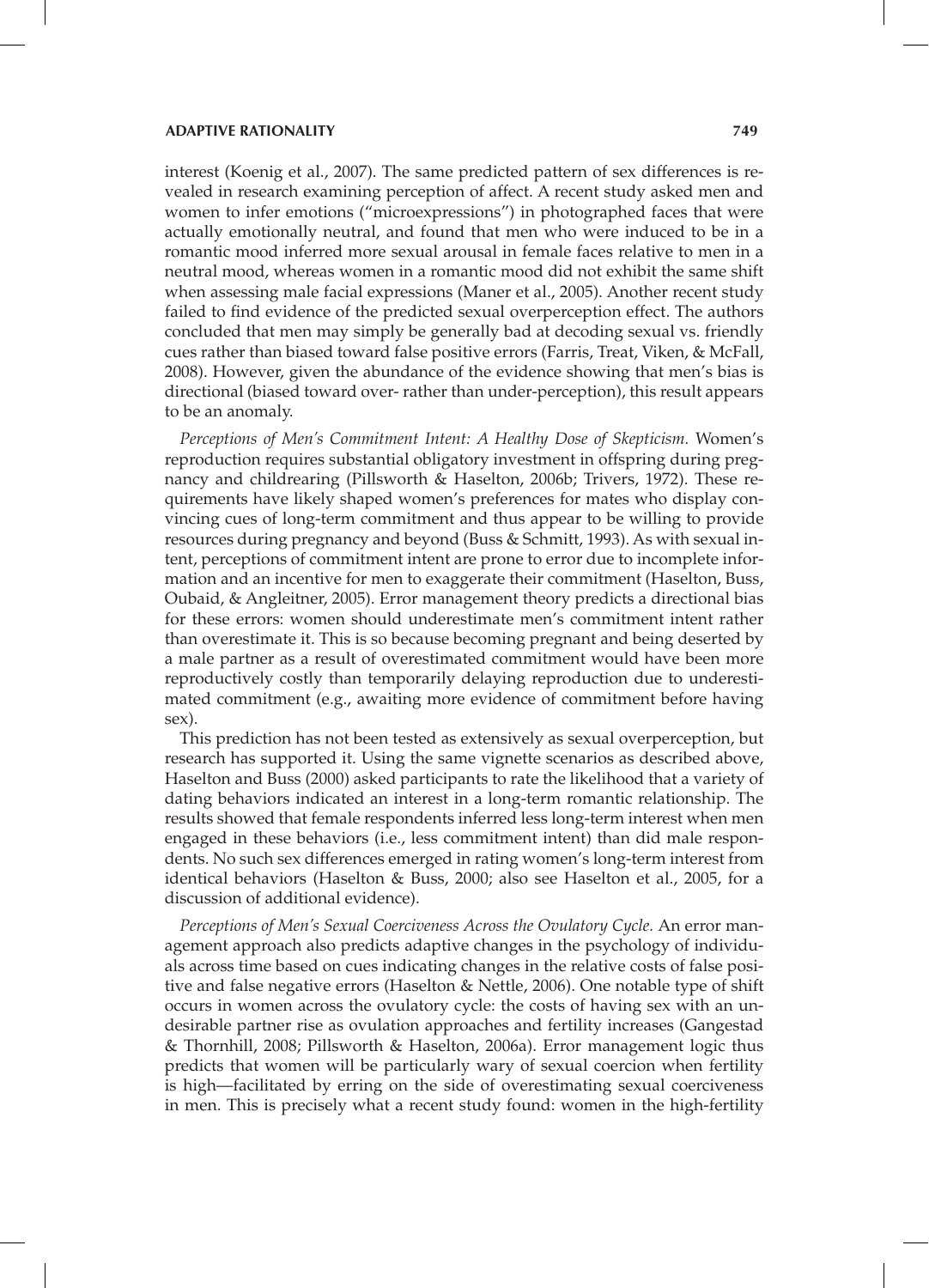interest (Koenig et al., 2007). The same predicted pattern of sex differences is revealed in research examining perception of affect. A recent study asked men and women to infer emotions ("microexpressions") in photographed faces that were actually emotionally neutral, and found that men who were induced to be in a romantic mood inferred more sexual arousal in female faces relative to men in a neutral mood, whereas women in a romantic mood did not exhibit the same shift when assessing male facial expressions (Maner et al., 2005). Another recent study failed to find evidence of the predicted sexual overperception effect. The authors concluded that men may simply be generally bad at decoding sexual vs. friendly cues rather than biased toward false positive errors (Farris, Treat, Viken, & McFall, 2008). However, given the abundance of the evidence showing that men's bias is directional (biased toward over- rather than under-perception), this result appears to be an anomaly.

*Perceptions of Men's Commitment Intent: A Healthy Dose of Skepticism.* Women's reproduction requires substantial obligatory investment in offspring during pregnancy and childrearing (Pillsworth & Haselton, 2006b; Trivers, 1972). These requirements have likely shaped women's preferences for mates who display convincing cues of long-term commitment and thus appear to be willing to provide resources during pregnancy and beyond (Buss & Schmitt, 1993). As with sexual intent, perceptions of commitment intent are prone to error due to incomplete information and an incentive for men to exaggerate their commitment (Haselton, Buss, Oubaid, & Angleitner, 2005). Error management theory predicts a directional bias for these errors: women should underestimate men's commitment intent rather than overestimate it. This is so because becoming pregnant and being deserted by a male partner as a result of overestimated commitment would have been more reproductively costly than temporarily delaying reproduction due to underestimated commitment (e.g., awaiting more evidence of commitment before having sex).

This prediction has not been tested as extensively as sexual overperception, but research has supported it. Using the same vignette scenarios as described above, Haselton and Buss (2000) asked participants to rate the likelihood that a variety of dating behaviors indicated an interest in a long-term romantic relationship. The results showed that female respondents inferred less long-term interest when men engaged in these behaviors (i.e., less commitment intent) than did male respondents. No such sex differences emerged in rating women's long-term interest from identical behaviors (Haselton & Buss, 2000; also see Haselton et al., 2005, for a discussion of additional evidence).

*Perceptions of Men's Sexual Coerciveness Across the Ovulatory Cycle.* An error management approach also predicts adaptive changes in the psychology of individuals across time based on cues indicating changes in the relative costs of false positive and false negative errors (Haselton & Nettle, 2006). One notable type of shift occurs in women across the ovulatory cycle: the costs of having sex with an undesirable partner rise as ovulation approaches and fertility increases (Gangestad & Thornhill, 2008; Pillsworth & Haselton, 2006a). Error management logic thus predicts that women will be particularly wary of sexual coercion when fertility is high—facilitated by erring on the side of overestimating sexual coerciveness in men. This is precisely what a recent study found: women in the high-fertility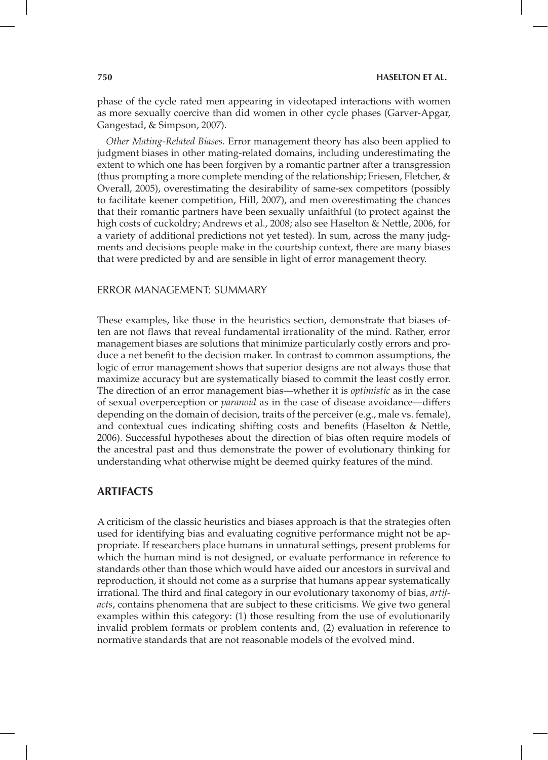phase of the cycle rated men appearing in videotaped interactions with women as more sexually coercive than did women in other cycle phases (Garver-Apgar, Gangestad, & Simpson, 2007).

*Other Mating-Related Biases.* Error management theory has also been applied to judgment biases in other mating-related domains, including underestimating the extent to which one has been forgiven by a romantic partner after a transgression (thus prompting a more complete mending of the relationship; Friesen, Fletcher, & Overall, 2005), overestimating the desirability of same-sex competitors (possibly to facilitate keener competition, Hill, 2007), and men overestimating the chances that their romantic partners have been sexually unfaithful (to protect against the high costs of cuckoldry; Andrews et al., 2008; also see Haselton & Nettle, 2006, for a variety of additional predictions not yet tested). In sum, across the many judgments and decisions people make in the courtship context, there are many biases that were predicted by and are sensible in light of error management theory.

### ERROR MANAGEMENT: SUMMARY

These examples, like those in the heuristics section, demonstrate that biases often are not flaws that reveal fundamental irrationality of the mind. Rather, error management biases are solutions that minimize particularly costly errors and produce a net benefit to the decision maker. In contrast to common assumptions, the logic of error management shows that superior designs are not always those that maximize accuracy but are systematically biased to commit the least costly error. The direction of an error management bias—whether it is *optimistic* as in the case of sexual overperception or *paranoid* as in the case of disease avoidance—differs depending on the domain of decision, traits of the perceiver (e.g., male vs. female), and contextual cues indicating shifting costs and benefits (Haselton & Nettle, 2006). Successful hypotheses about the direction of bias often require models of the ancestral past and thus demonstrate the power of evolutionary thinking for understanding what otherwise might be deemed quirky features of the mind.

## ARTIFACTS

A criticism of the classic heuristics and biases approach is that the strategies often used for identifying bias and evaluating cognitive performance might not be appropriate. If researchers place humans in unnatural settings, present problems for which the human mind is not designed, or evaluate performance in reference to standards other than those which would have aided our ancestors in survival and reproduction, it should not come as a surprise that humans appear systematically irrational. The third and final category in our evolutionary taxonomy of bias, *artifacts*, contains phenomena that are subject to these criticisms. We give two general examples within this category: (1) those resulting from the use of evolutionarily invalid problem formats or problem contents and, (2) evaluation in reference to normative standards that are not reasonable models of the evolved mind.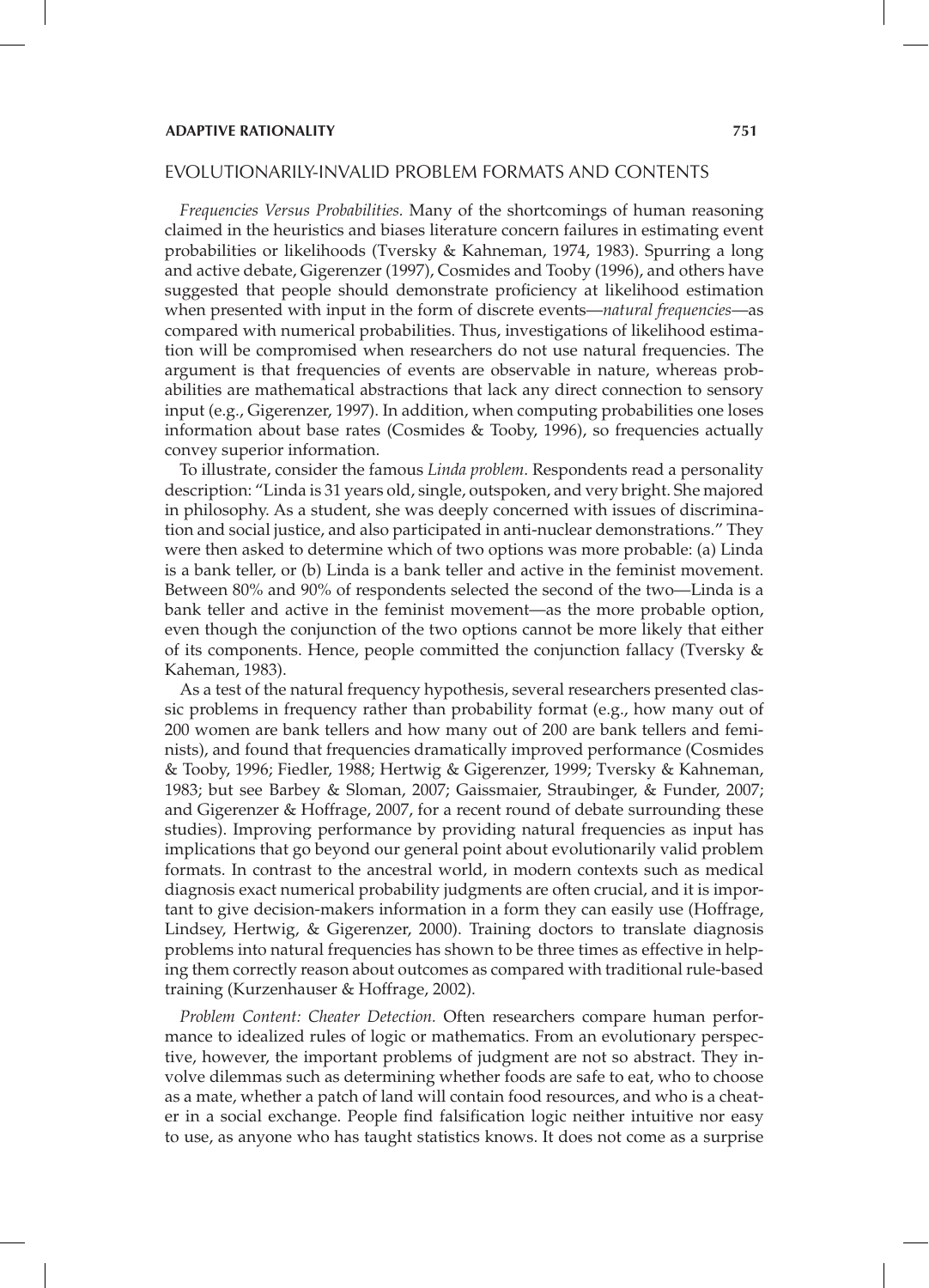## EVOLUTIONARILY-INVALID PROBLEM FORMATS AND CONTENTS

*Frequencies Versus Probabilities.* Many of the shortcomings of human reasoning claimed in the heuristics and biases literature concern failures in estimating event probabilities or likelihoods (Tversky & Kahneman, 1974, 1983). Spurring a long and active debate, Gigerenzer (1997), Cosmides and Tooby (1996), and others have suggested that people should demonstrate proficiency at likelihood estimation when presented with input in the form of discrete events—*natural frequencies*—as compared with numerical probabilities. Thus, investigations of likelihood estimation will be compromised when researchers do not use natural frequencies. The argument is that frequencies of events are observable in nature, whereas probabilities are mathematical abstractions that lack any direct connection to sensory input (e.g., Gigerenzer, 1997). In addition, when computing probabilities one loses information about base rates (Cosmides & Tooby, 1996), so frequencies actually convey superior information.

To illustrate, consider the famous *Linda problem*. Respondents read a personality description: "Linda is 31 years old, single, outspoken, and very bright. She majored in philosophy. As a student, she was deeply concerned with issues of discrimination and social justice, and also participated in anti-nuclear demonstrations." They were then asked to determine which of two options was more probable: (a) Linda is a bank teller, or (b) Linda is a bank teller and active in the feminist movement. Between 80% and 90% of respondents selected the second of the two—Linda is a bank teller and active in the feminist movement—as the more probable option, even though the conjunction of the two options cannot be more likely that either of its components. Hence, people committed the conjunction fallacy (Tversky & Kaheman, 1983).

As a test of the natural frequency hypothesis, several researchers presented classic problems in frequency rather than probability format (e.g., how many out of 200 women are bank tellers and how many out of 200 are bank tellers and feminists), and found that frequencies dramatically improved performance (Cosmides & Tooby, 1996; Fiedler, 1988; Hertwig & Gigerenzer, 1999; Tversky & Kahneman, 1983; but see Barbey & Sloman, 2007; Gaissmaier, Straubinger, & Funder, 2007; and Gigerenzer & Hoffrage, 2007, for a recent round of debate surrounding these studies). Improving performance by providing natural frequencies as input has implications that go beyond our general point about evolutionarily valid problem formats. In contrast to the ancestral world, in modern contexts such as medical diagnosis exact numerical probability judgments are often crucial, and it is important to give decision-makers information in a form they can easily use (Hoffrage, Lindsey, Hertwig, & Gigerenzer, 2000). Training doctors to translate diagnosis problems into natural frequencies has shown to be three times as effective in helping them correctly reason about outcomes as compared with traditional rule-based training (Kurzenhauser & Hoffrage, 2002).

*Problem Content: Cheater Detection.* Often researchers compare human performance to idealized rules of logic or mathematics. From an evolutionary perspective, however, the important problems of judgment are not so abstract. They involve dilemmas such as determining whether foods are safe to eat, who to choose as a mate, whether a patch of land will contain food resources, and who is a cheater in a social exchange. People find falsification logic neither intuitive nor easy to use, as anyone who has taught statistics knows. It does not come as a surprise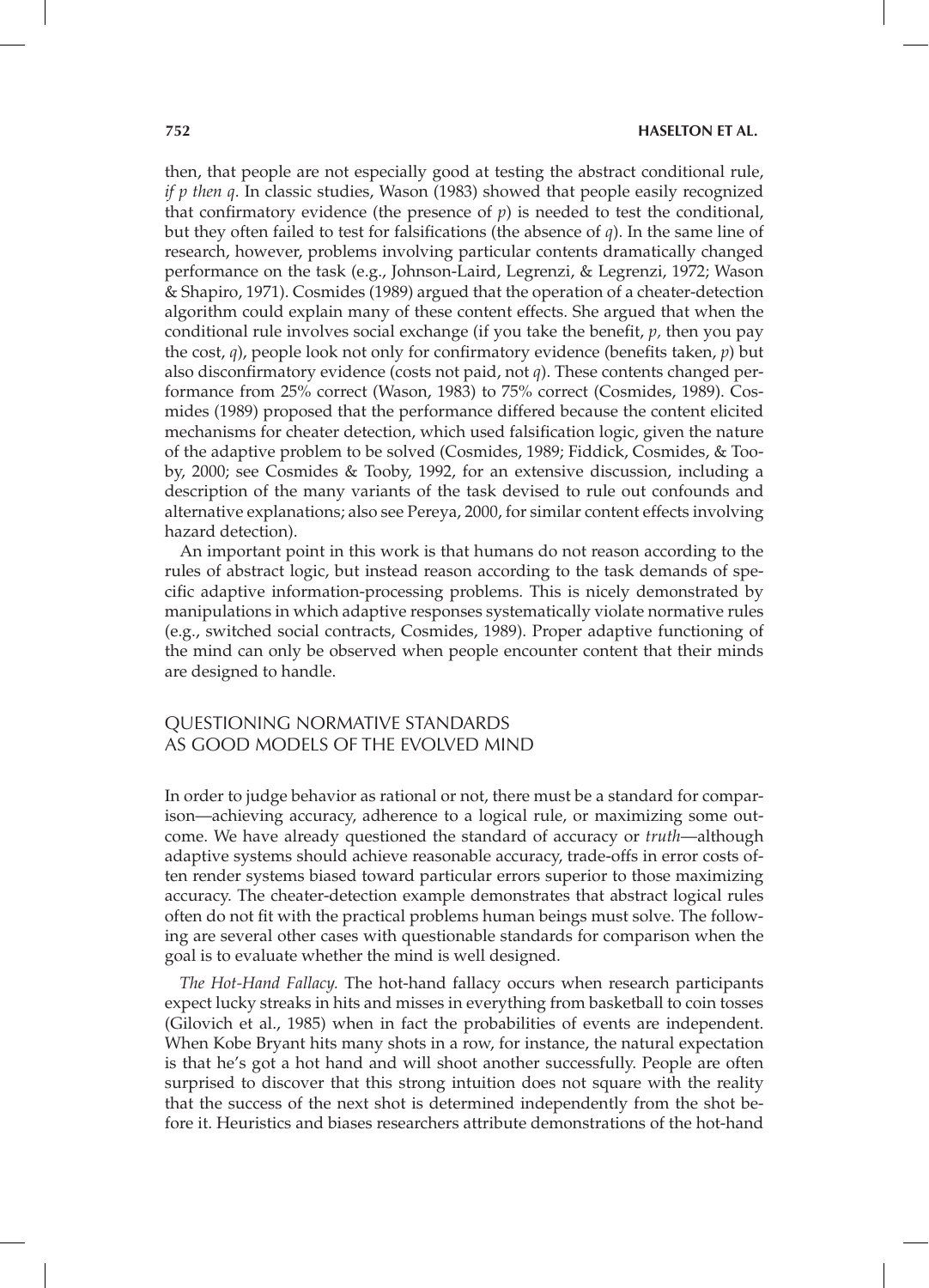then, that people are not especially good at testing the abstract conditional rule, *if p then q*. In classic studies, Wason (1983) showed that people easily recognized that confirmatory evidence (the presence of *p*) is needed to test the conditional, but they often failed to test for falsifications (the absence of *q*). In the same line of research, however, problems involving particular contents dramatically changed performance on the task (e.g., Johnson-Laird, Legrenzi, & Legrenzi, 1972; Wason & Shapiro, 1971). Cosmides (1989) argued that the operation of a cheater-detection algorithm could explain many of these content effects. She argued that when the conditional rule involves social exchange (if you take the benefit, *p,* then you pay the cost, *q*), people look not only for confirmatory evidence (benefits taken, *p*) but also disconfirmatory evidence (costs not paid, not *q*). These contents changed performance from 25% correct (Wason, 1983) to 75% correct (Cosmides, 1989). Cosmides (1989) proposed that the performance differed because the content elicited mechanisms for cheater detection, which used falsification logic, given the nature of the adaptive problem to be solved (Cosmides, 1989; Fiddick, Cosmides, & Tooby, 2000; see Cosmides & Tooby, 1992, for an extensive discussion, including a description of the many variants of the task devised to rule out confounds and alternative explanations; also see Pereya, 2000, for similar content effects involving hazard detection).

An important point in this work is that humans do not reason according to the rules of abstract logic, but instead reason according to the task demands of specific adaptive information-processing problems. This is nicely demonstrated by manipulations in which adaptive responses systematically violate normative rules (e.g., switched social contracts, Cosmides, 1989). Proper adaptive functioning of the mind can only be observed when people encounter content that their minds are designed to handle.

## QUESTIONING NORMATIVE STANDARDS AS GOOD MODELS OF THE EVOLVED MIND

In order to judge behavior as rational or not, there must be a standard for comparison—achieving accuracy, adherence to a logical rule, or maximizing some outcome. We have already questioned the standard of accuracy or *truth*—although adaptive systems should achieve reasonable accuracy, trade-offs in error costs often render systems biased toward particular errors superior to those maximizing accuracy. The cheater-detection example demonstrates that abstract logical rules often do not fit with the practical problems human beings must solve. The following are several other cases with questionable standards for comparison when the goal is to evaluate whether the mind is well designed.

*The Hot-Hand Fallacy.* The hot-hand fallacy occurs when research participants expect lucky streaks in hits and misses in everything from basketball to coin tosses (Gilovich et al., 1985) when in fact the probabilities of events are independent. When Kobe Bryant hits many shots in a row, for instance, the natural expectation is that he's got a hot hand and will shoot another successfully. People are often surprised to discover that this strong intuition does not square with the reality that the success of the next shot is determined independently from the shot before it. Heuristics and biases researchers attribute demonstrations of the hot-hand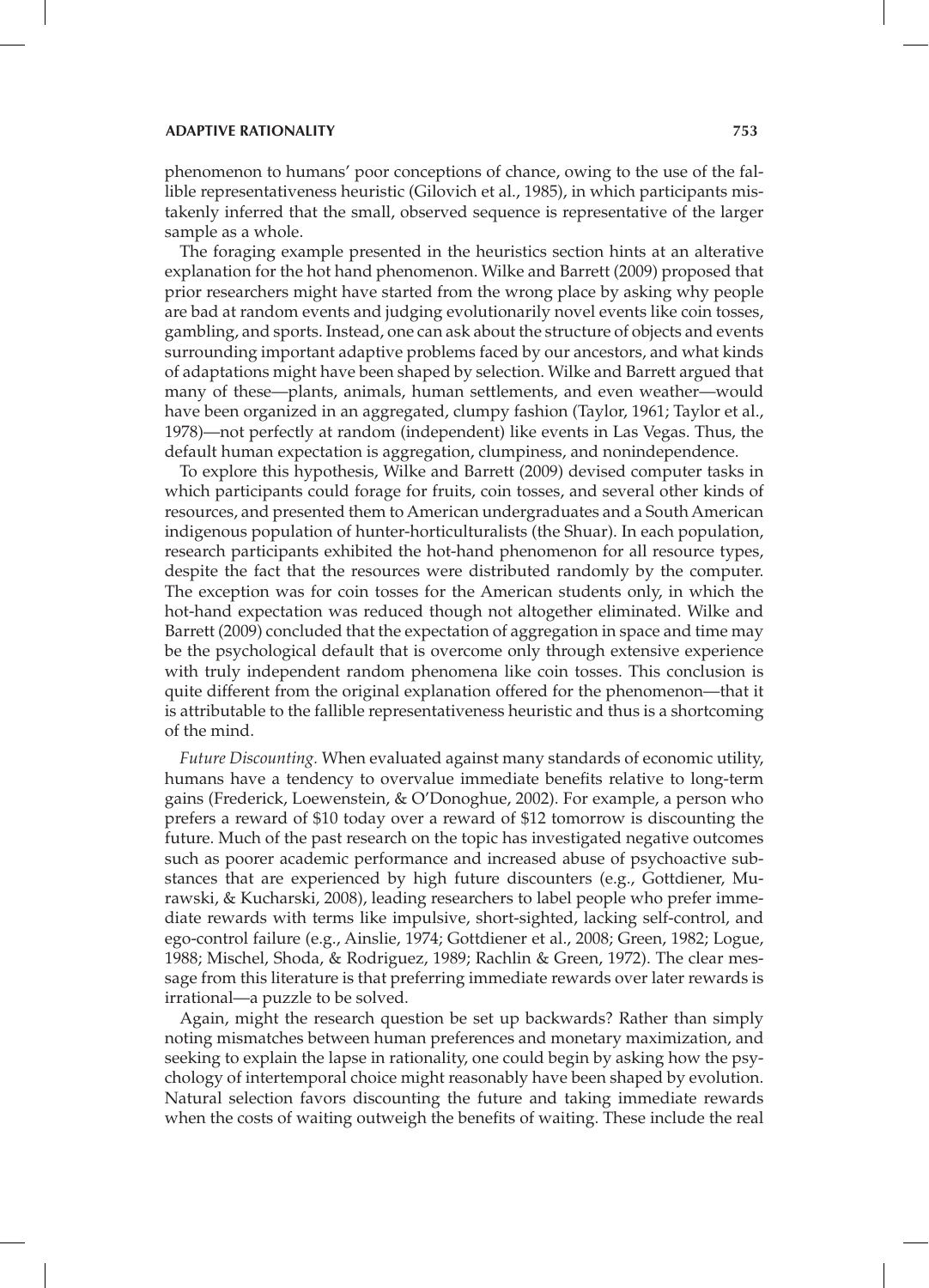phenomenon to humans' poor conceptions of chance, owing to the use of the fallible representativeness heuristic (Gilovich et al., 1985), in which participants mistakenly inferred that the small, observed sequence is representative of the larger sample as a whole.

The foraging example presented in the heuristics section hints at an alterative explanation for the hot hand phenomenon. Wilke and Barrett (2009) proposed that prior researchers might have started from the wrong place by asking why people are bad at random events and judging evolutionarily novel events like coin tosses, gambling, and sports. Instead, one can ask about the structure of objects and events surrounding important adaptive problems faced by our ancestors, and what kinds of adaptations might have been shaped by selection. Wilke and Barrett argued that many of these—plants, animals, human settlements, and even weather—would have been organized in an aggregated, clumpy fashion (Taylor, 1961; Taylor et al., 1978)—not perfectly at random (independent) like events in Las Vegas. Thus, the default human expectation is aggregation, clumpiness, and nonindependence.

To explore this hypothesis, Wilke and Barrett (2009) devised computer tasks in which participants could forage for fruits, coin tosses, and several other kinds of resources, and presented them to American undergraduates and a South American indigenous population of hunter-horticulturalists (the Shuar). In each population, research participants exhibited the hot-hand phenomenon for all resource types, despite the fact that the resources were distributed randomly by the computer. The exception was for coin tosses for the American students only, in which the hot-hand expectation was reduced though not altogether eliminated. Wilke and Barrett (2009) concluded that the expectation of aggregation in space and time may be the psychological default that is overcome only through extensive experience with truly independent random phenomena like coin tosses. This conclusion is quite different from the original explanation offered for the phenomenon—that it is attributable to the fallible representativeness heuristic and thus is a shortcoming of the mind.

*Future Discounting.* When evaluated against many standards of economic utility, humans have a tendency to overvalue immediate benefits relative to long-term gains (Frederick, Loewenstein, & O'Donoghue, 2002). For example, a person who prefers a reward of $10 today over a reward of $12 tomorrow is discounting the future. Much of the past research on the topic has investigated negative outcomes such as poorer academic performance and increased abuse of psychoactive substances that are experienced by high future discounters (e.g., Gottdiener, Murawski, & Kucharski, 2008), leading researchers to label people who prefer immediate rewards with terms like impulsive, short-sighted, lacking self-control, and ego-control failure (e.g., Ainslie, 1974; Gottdiener et al., 2008; Green, 1982; Logue, 1988; Mischel, Shoda, & Rodriguez, 1989; Rachlin & Green, 1972). The clear message from this literature is that preferring immediate rewards over later rewards is irrational—a puzzle to be solved.

Again, might the research question be set up backwards? Rather than simply noting mismatches between human preferences and monetary maximization, and seeking to explain the lapse in rationality, one could begin by asking how the psychology of intertemporal choice might reasonably have been shaped by evolution. Natural selection favors discounting the future and taking immediate rewards when the costs of waiting outweigh the benefits of waiting. These include the real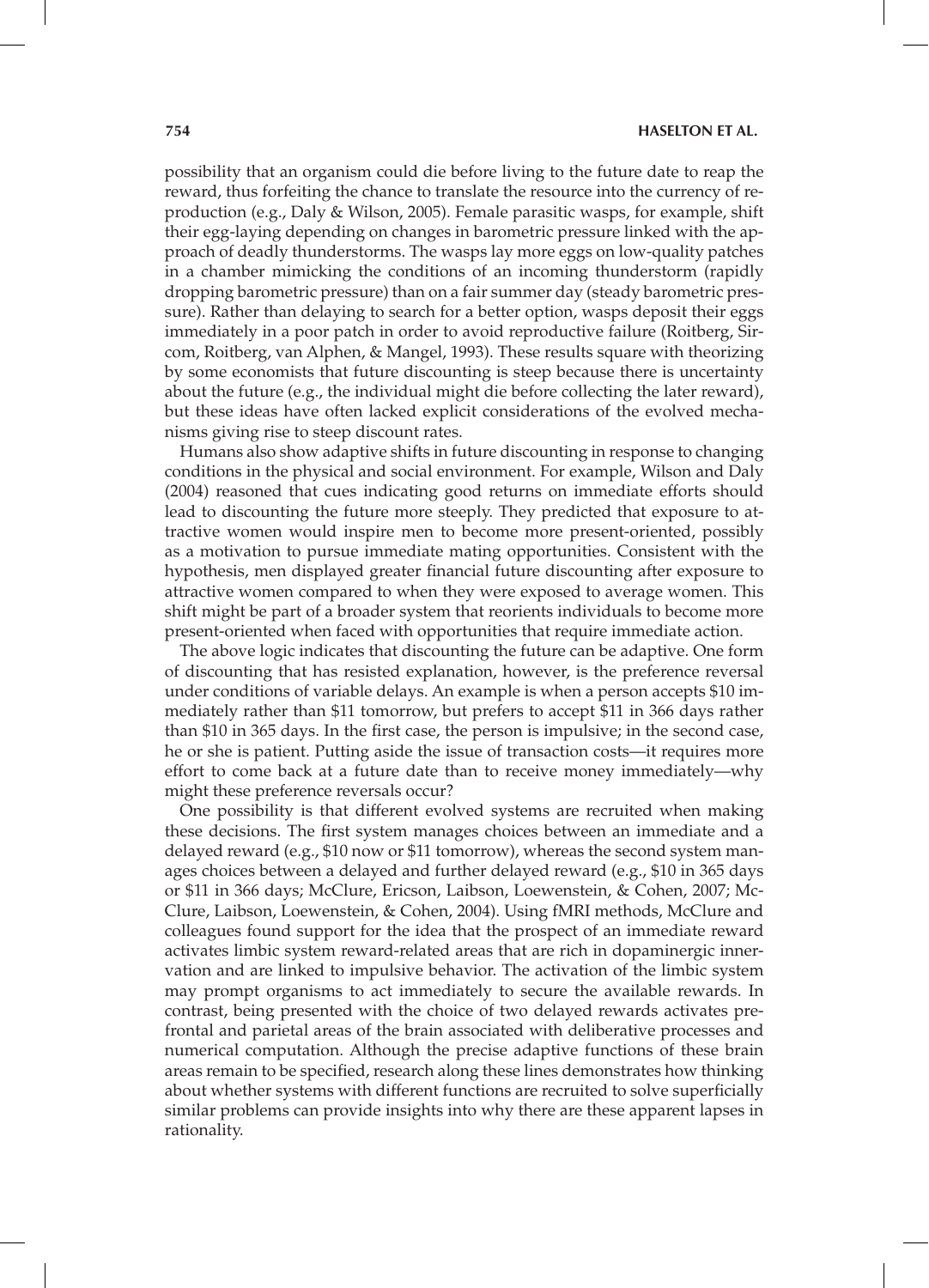possibility that an organism could die before living to the future date to reap the reward, thus forfeiting the chance to translate the resource into the currency of reproduction (e.g., Daly & Wilson, 2005). Female parasitic wasps, for example, shift their egg-laying depending on changes in barometric pressure linked with the approach of deadly thunderstorms. The wasps lay more eggs on low-quality patches in a chamber mimicking the conditions of an incoming thunderstorm (rapidly dropping barometric pressure) than on a fair summer day (steady barometric pressure). Rather than delaying to search for a better option, wasps deposit their eggs immediately in a poor patch in order to avoid reproductive failure (Roitberg, Sircom, Roitberg, van Alphen, & Mangel, 1993). These results square with theorizing by some economists that future discounting is steep because there is uncertainty about the future (e.g., the individual might die before collecting the later reward), but these ideas have often lacked explicit considerations of the evolved mechanisms giving rise to steep discount rates.

Humans also show adaptive shifts in future discounting in response to changing conditions in the physical and social environment. For example, Wilson and Daly (2004) reasoned that cues indicating good returns on immediate efforts should lead to discounting the future more steeply. They predicted that exposure to attractive women would inspire men to become more present-oriented, possibly as a motivation to pursue immediate mating opportunities. Consistent with the hypothesis, men displayed greater financial future discounting after exposure to attractive women compared to when they were exposed to average women. This shift might be part of a broader system that reorients individuals to become more present-oriented when faced with opportunities that require immediate action.

The above logic indicates that discounting the future can be adaptive. One form of discounting that has resisted explanation, however, is the preference reversal under conditions of variable delays. An example is when a person accepts $10 immediately rather than $11 tomorrow, but prefers to accept $11 in 366 days rather than $10 in 365 days. In the first case, the person is impulsive; in the second case, he or she is patient. Putting aside the issue of transaction costs—it requires more effort to come back at a future date than to receive money immediately—why might these preference reversals occur?

One possibility is that different evolved systems are recruited when making these decisions. The first system manages choices between an immediate and a delayed reward (e.g., $10 now or $11 tomorrow), whereas the second system manages choices between a delayed and further delayed reward (e.g., $10 in 365 days or $11 in 366 days; McClure, Ericson, Laibson, Loewenstein, & Cohen, 2007; McClure, Laibson, Loewenstein, & Cohen, 2004). Using fMRI methods, McClure and colleagues found support for the idea that the prospect of an immediate reward activates limbic system reward-related areas that are rich in dopaminergic innervation and are linked to impulsive behavior. The activation of the limbic system may prompt organisms to act immediately to secure the available rewards. In contrast, being presented with the choice of two delayed rewards activates prefrontal and parietal areas of the brain associated with deliberative processes and numerical computation. Although the precise adaptive functions of these brain areas remain to be specified, research along these lines demonstrates how thinking about whether systems with different functions are recruited to solve superficially similar problems can provide insights into why there are these apparent lapses in rationality.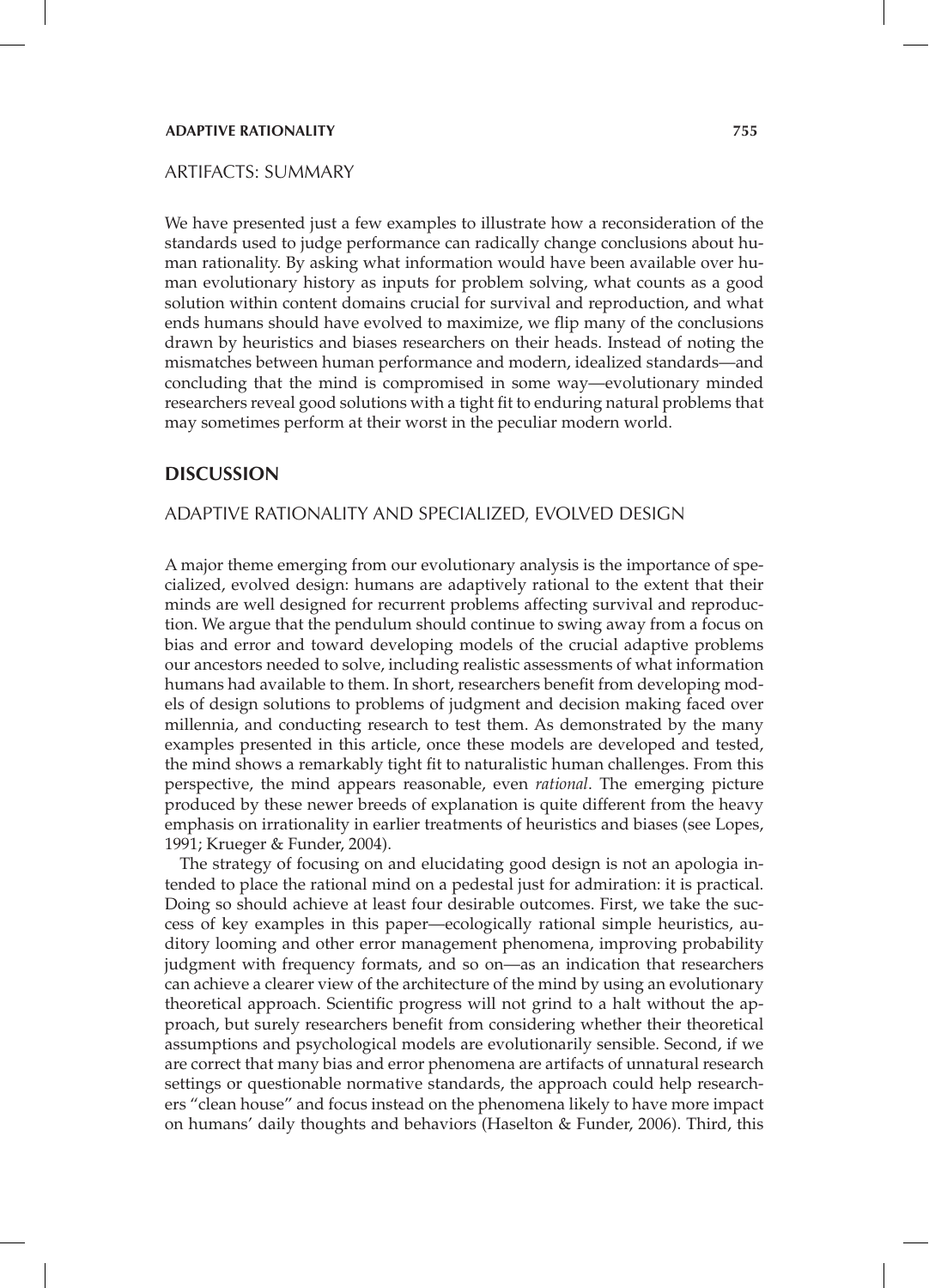### ARTIFACTS: SUMMARY

We have presented just a few examples to illustrate how a reconsideration of the standards used to judge performance can radically change conclusions about human rationality. By asking what information would have been available over human evolutionary history as inputs for problem solving, what counts as a good solution within content domains crucial for survival and reproduction, and what ends humans should have evolved to maximize, we flip many of the conclusions drawn by heuristics and biases researchers on their heads. Instead of noting the mismatches between human performance and modern, idealized standards—and concluding that the mind is compromised in some way—evolutionary minded researchers reveal good solutions with a tight fit to enduring natural problems that may sometimes perform at their worst in the peculiar modern world.

## DISCUSSION

### ADAPTIVE RATIONALITY AND SPECIALIZED, EVOLVED DESIGN

A major theme emerging from our evolutionary analysis is the importance of specialized, evolved design: humans are adaptively rational to the extent that their minds are well designed for recurrent problems affecting survival and reproduction. We argue that the pendulum should continue to swing away from a focus on bias and error and toward developing models of the crucial adaptive problems our ancestors needed to solve, including realistic assessments of what information humans had available to them. In short, researchers benefit from developing models of design solutions to problems of judgment and decision making faced over millennia, and conducting research to test them. As demonstrated by the many examples presented in this article, once these models are developed and tested, the mind shows a remarkably tight fit to naturalistic human challenges. From this perspective, the mind appears reasonable, even *rational*. The emerging picture produced by these newer breeds of explanation is quite different from the heavy emphasis on irrationality in earlier treatments of heuristics and biases (see Lopes, 1991; Krueger & Funder, 2004).

The strategy of focusing on and elucidating good design is not an apologia intended to place the rational mind on a pedestal just for admiration: it is practical. Doing so should achieve at least four desirable outcomes. First, we take the success of key examples in this paper—ecologically rational simple heuristics, auditory looming and other error management phenomena, improving probability judgment with frequency formats, and so on—as an indication that researchers can achieve a clearer view of the architecture of the mind by using an evolutionary theoretical approach. Scientific progress will not grind to a halt without the approach, but surely researchers benefit from considering whether their theoretical assumptions and psychological models are evolutionarily sensible. Second, if we are correct that many bias and error phenomena are artifacts of unnatural research settings or questionable normative standards, the approach could help researchers "clean house" and focus instead on the phenomena likely to have more impact on humans' daily thoughts and behaviors (Haselton & Funder, 2006). Third, this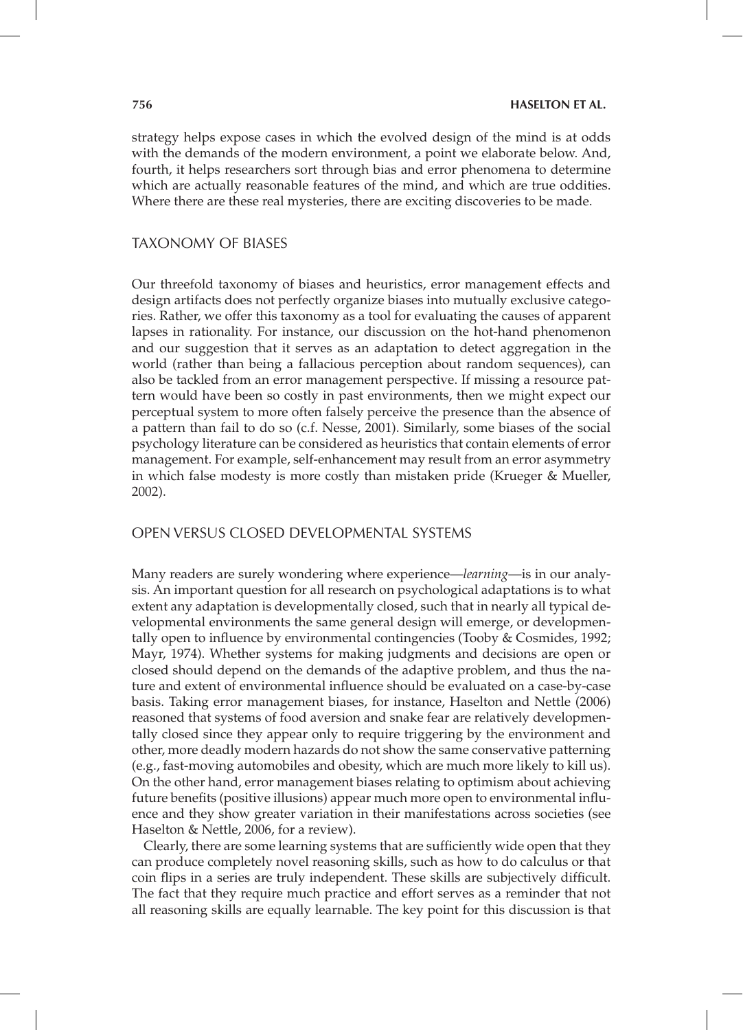strategy helps expose cases in which the evolved design of the mind is at odds with the demands of the modern environment, a point we elaborate below. And, fourth, it helps researchers sort through bias and error phenomena to determine which are actually reasonable features of the mind, and which are true oddities. Where there are these real mysteries, there are exciting discoveries to be made.

## TAXONOMY OF BIASES

Our threefold taxonomy of biases and heuristics, error management effects and design artifacts does not perfectly organize biases into mutually exclusive categories. Rather, we offer this taxonomy as a tool for evaluating the causes of apparent lapses in rationality. For instance, our discussion on the hot-hand phenomenon and our suggestion that it serves as an adaptation to detect aggregation in the world (rather than being a fallacious perception about random sequences), can also be tackled from an error management perspective. If missing a resource pattern would have been so costly in past environments, then we might expect our perceptual system to more often falsely perceive the presence than the absence of a pattern than fail to do so (c.f. Nesse, 2001). Similarly, some biases of the social psychology literature can be considered as heuristics that contain elements of error management. For example, self-enhancement may result from an error asymmetry in which false modesty is more costly than mistaken pride (Krueger & Mueller, 2002).

## OPEN VERSUS CLOSED DEVELOPMENTAL SYSTEMS

Many readers are surely wondering where experience—*learning*—is in our analysis. An important question for all research on psychological adaptations is to what extent any adaptation is developmentally closed, such that in nearly all typical developmental environments the same general design will emerge, or developmentally open to influence by environmental contingencies (Tooby & Cosmides, 1992; Mayr, 1974). Whether systems for making judgments and decisions are open or closed should depend on the demands of the adaptive problem, and thus the nature and extent of environmental influence should be evaluated on a case-by-case basis. Taking error management biases, for instance, Haselton and Nettle (2006) reasoned that systems of food aversion and snake fear are relatively developmentally closed since they appear only to require triggering by the environment and other, more deadly modern hazards do not show the same conservative patterning (e.g., fast-moving automobiles and obesity, which are much more likely to kill us). On the other hand, error management biases relating to optimism about achieving future benefits (positive illusions) appear much more open to environmental influence and they show greater variation in their manifestations across societies (see Haselton & Nettle, 2006, for a review).

Clearly, there are some learning systems that are sufficiently wide open that they can produce completely novel reasoning skills, such as how to do calculus or that coin flips in a series are truly independent. These skills are subjectively difficult. The fact that they require much practice and effort serves as a reminder that not all reasoning skills are equally learnable. The key point for this discussion is that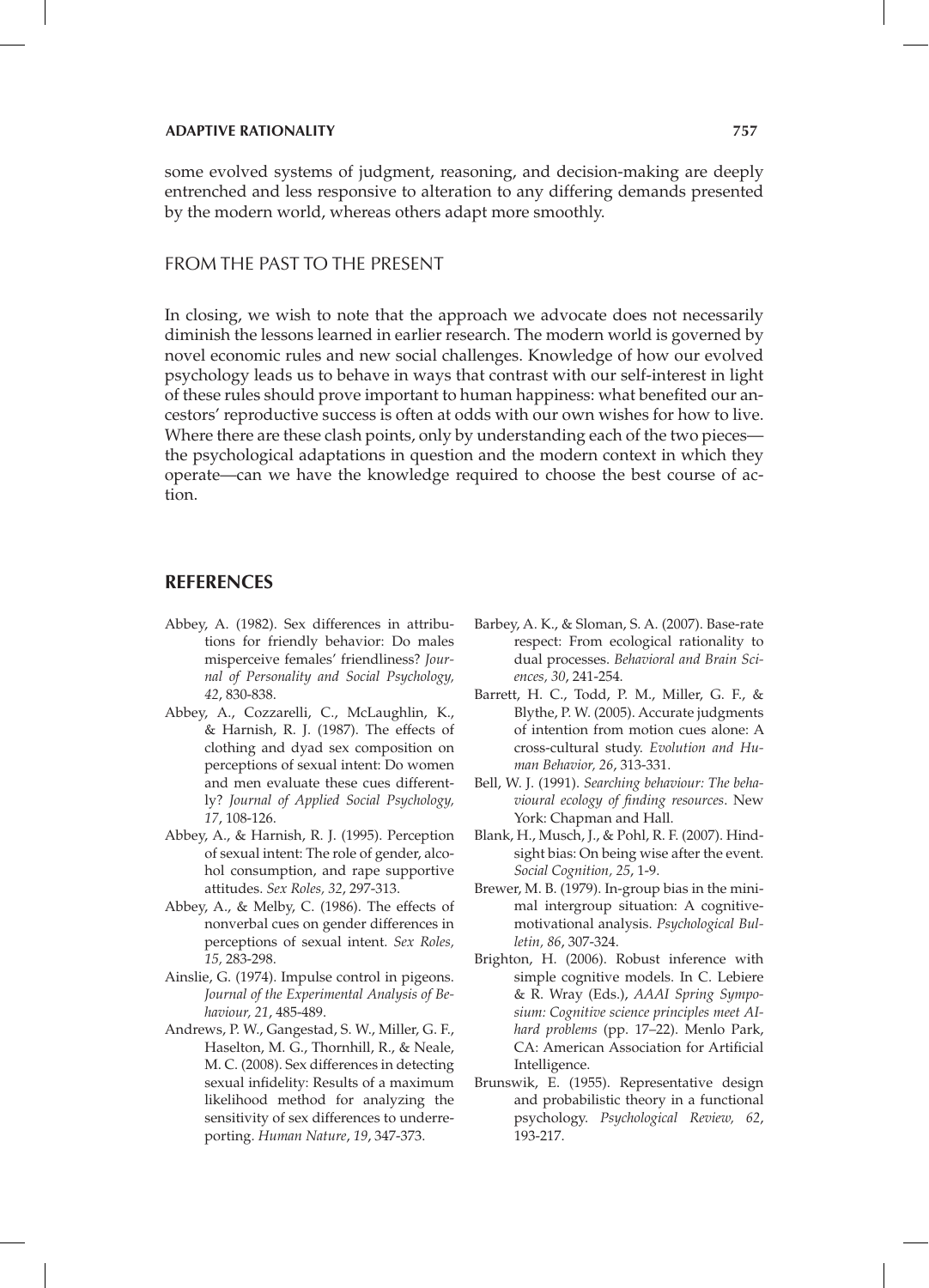some evolved systems of judgment, reasoning, and decision-making are deeply entrenched and less responsive to alteration to any differing demands presented by the modern world, whereas others adapt more smoothly.

## FROM THE PAST TO THE PRESENT

In closing, we wish to note that the approach we advocate does not necessarily diminish the lessons learned in earlier research. The modern world is governed by novel economic rules and new social challenges. Knowledge of how our evolved psychology leads us to behave in ways that contrast with our self-interest in light of these rules should prove important to human happiness: what benefited our ancestors' reproductive success is often at odds with our own wishes for how to live. Where there are these clash points, only by understanding each of the two pieces—the psychological adaptations in question and the modern context in which they operate—can we have the knowledge required to choose the best course of action.

## REFERENCES

Abbey, A. (1982). Sex differences in attributions for friendly behavior: Do males misperceive females' friendliness? *Journal of Personality and Social Psychology, 42*, 830-838.

Abbey, A., Cozzarelli, C., McLaughlin, K., & Harnish, R. J. (1987). The effects of clothing and dyad sex composition on perceptions of sexual intent: Do women and men evaluate these cues differently? *Journal of Applied Social Psychology, 17*, 108-126.

Abbey, A., & Harnish, R. J. (1995). Perception of sexual intent: The role of gender, alcohol consumption, and rape supportive attitudes. *Sex Roles, 32*, 297-313.

Abbey, A., & Melby, C. (1986). The effects of nonverbal cues on gender differences in perceptions of sexual intent. *Sex Roles, 15*, 283-298.

Ainslie, G. (1974). Impulse control in pigeons. *Journal of the Experimental Analysis of Behaviour, 21*, 485-489.

Andrews, P. W., Gangestad, S. W., Miller, G. F., Haselton, M. G., Thornhill, R., & Neale, M. C. (2008). Sex differences in detecting sexual infidelity: Results of a maximum likelihood method for analyzing the sensitivity of sex differences to underreporting. *Human Nature*, *19*, 347-373.

Barbey, A. K., & Sloman, S. A. (2007). Base-rate respect: From ecological rationality to dual processes. *Behavioral and Brain Sciences, 30*, 241-254.

Barrett, H. C., Todd, P. M., Miller, G. F., & Blythe, P. W. (2005). Accurate judgments of intention from motion cues alone: A cross-cultural study. *Evolution and Human Behavior, 26*, 313-331.

Bell, W. J. (1991). *Searching behaviour: The behavioural ecology of finding resources*. New York: Chapman and Hall.

Blank, H., Musch, J., & Pohl, R. F. (2007). Hindsight bias: On being wise after the event. *Social Cognition, 25*, 1-9.

Brewer, M. B. (1979). In-group bias in the minimal intergroup situation: A cognitive-motivational analysis. *Psychological Bulletin, 86*, 307-324.

Brighton, H. (2006). Robust inference with simple cognitive models. In C. Lebiere & R. Wray (Eds.), *AAAI Spring Symposium: Cognitive science principles meet AI-hard problems* (pp. 17–22). Menlo Park, CA: American Association for Artificial Intelligence.

Brunswik, E. (1955). Representative design and probabilistic theory in a functional psychology. *Psychological Review, 62*, 193-217.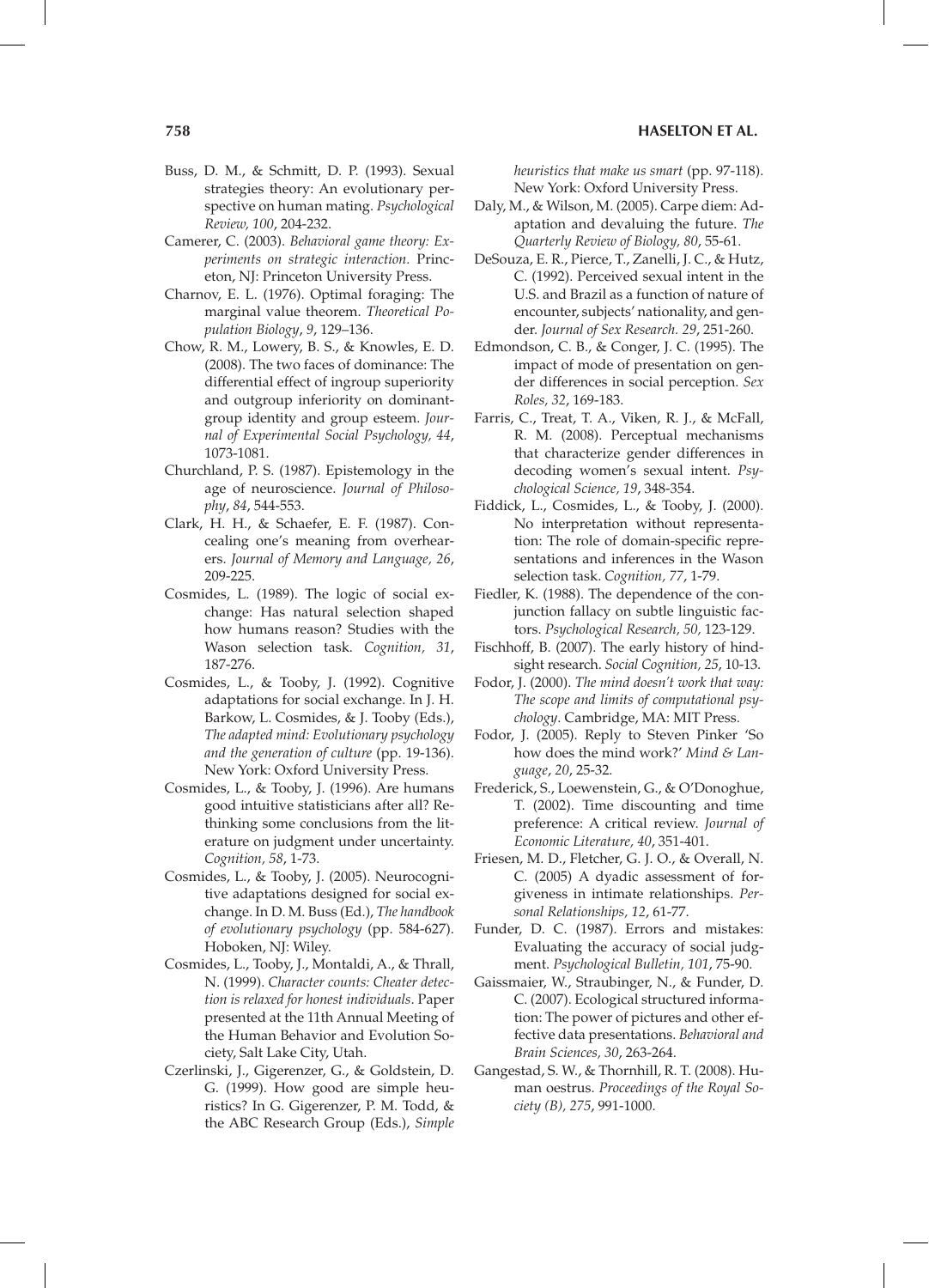Buss, D. M., & Schmitt, D. P. (1993). Sexual strategies theory: An evolutionary perspective on human mating. *Psychological Review, 100*, 204-232.

Camerer, C. (2003). *Behavioral game theory: Experiments on strategic interaction.* Princeton, NJ: Princeton University Press.

Charnov, E. L. (1976). Optimal foraging: The marginal value theorem. *Theoretical Population Biology*, *9*, 129–136.

Chow, R. M., Lowery, B. S., & Knowles, E. D. (2008). The two faces of dominance: The differential effect of ingroup superiority and outgroup inferiority on dominant-group identity and group esteem. *Journal of Experimental Social Psychology, 44*, 1073-1081.

Churchland, P. S. (1987). Epistemology in the age of neuroscience. *Journal of Philosophy*, *84*, 544-553.

Clark, H. H., & Schaefer, E. F. (1987). Concealing one's meaning from overhearers. *Journal of Memory and Language, 26*, 209-225.

Cosmides, L. (1989). The logic of social exchange: Has natural selection shaped how humans reason? Studies with the Wason selection task. *Cognition, 31*, 187-276.

Cosmides, L., & Tooby, J. (1992). Cognitive adaptations for social exchange. In J. H. Barkow, L. Cosmides, & J. Tooby (Eds.), *The adapted mind: Evolutionary psychology and the generation of culture* (pp. 19-136). New York: Oxford University Press.

Cosmides, L., & Tooby, J. (1996). Are humans good intuitive statisticians after all? Rethinking some conclusions from the literature on judgment under uncertainty. *Cognition, 58*, 1-73.

Cosmides, L., & Tooby, J. (2005). Neurocognitive adaptations designed for social exchange. In D. M. Buss (Ed.), *The handbook of evolutionary psychology* (pp. 584-627). Hoboken, NJ: Wiley.

Cosmides, L., Tooby, J., Montaldi, A., & Thrall, N. (1999). *Character counts: Cheater detection is relaxed for honest individuals*. Paper presented at the 11th Annual Meeting of the Human Behavior and Evolution Society, Salt Lake City, Utah.

Czerlinski, J., Gigerenzer, G., & Goldstein, D. G. (1999). How good are simple heuristics? In G. Gigerenzer, P. M. Todd, & the ABC Research Group (Eds.), *Simple heuristics that make us smart* (pp. 97-118). New York: Oxford University Press.

Daly, M., & Wilson, M. (2005). Carpe diem: Adaptation and devaluing the future. *The Quarterly Review of Biology, 80*, 55-61.

DeSouza, E. R., Pierce, T., Zanelli, J. C., & Hutz, C. (1992). Perceived sexual intent in the U.S. and Brazil as a function of nature of encounter, subjects' nationality, and gender. *Journal of Sex Research. 29*, 251-260.

Edmondson, C. B., & Conger, J. C. (1995). The impact of mode of presentation on gender differences in social perception. *Sex Roles, 32*, 169-183.

Farris, C., Treat, T. A., Viken, R. J., & McFall, R. M. (2008). Perceptual mechanisms that characterize gender differences in decoding women's sexual intent. *Psychological Science, 19*, 348-354.

Fiddick, L., Cosmides, L., & Tooby, J. (2000). No interpretation without representation: The role of domain-specific representations and inferences in the Wason selection task. *Cognition, 77*, 1-79.

Fiedler, K. (1988). The dependence of the conjunction fallacy on subtle linguistic factors. *Psychological Research, 50*, 123-129.

Fischhoff, B. (2007). The early history of hindsight research. *Social Cognition, 25*, 10-13.

Fodor, J. (2000). *The mind doesn't work that way: The scope and limits of computational psychology*. Cambridge, MA: MIT Press.

Fodor, J. (2005). Reply to Steven Pinker 'So how does the mind work?' *Mind & Language*, *20*, 25-32.

Frederick, S., Loewenstein, G., & O'Donoghue, T. (2002). Time discounting and time preference: A critical review. *Journal of Economic Literature, 40*, 351-401.

Friesen, M. D., Fletcher, G. J. O., & Overall, N. C. (2005) A dyadic assessment of forgiveness in intimate relationships. *Personal Relationships, 12*, 61-77.

Funder, D. C. (1987). Errors and mistakes: Evaluating the accuracy of social judgment. *Psychological Bulletin, 101*, 75-90.

Gaissmaier, W., Straubinger, N., & Funder, D. C. (2007). Ecological structured information: The power of pictures and other effective data presentations. *Behavioral and Brain Sciences, 30*, 263-264.

Gangestad, S. W., & Thornhill, R. T. (2008). Human oestrus. *Proceedings of the Royal Society (B), 275*, 991-1000.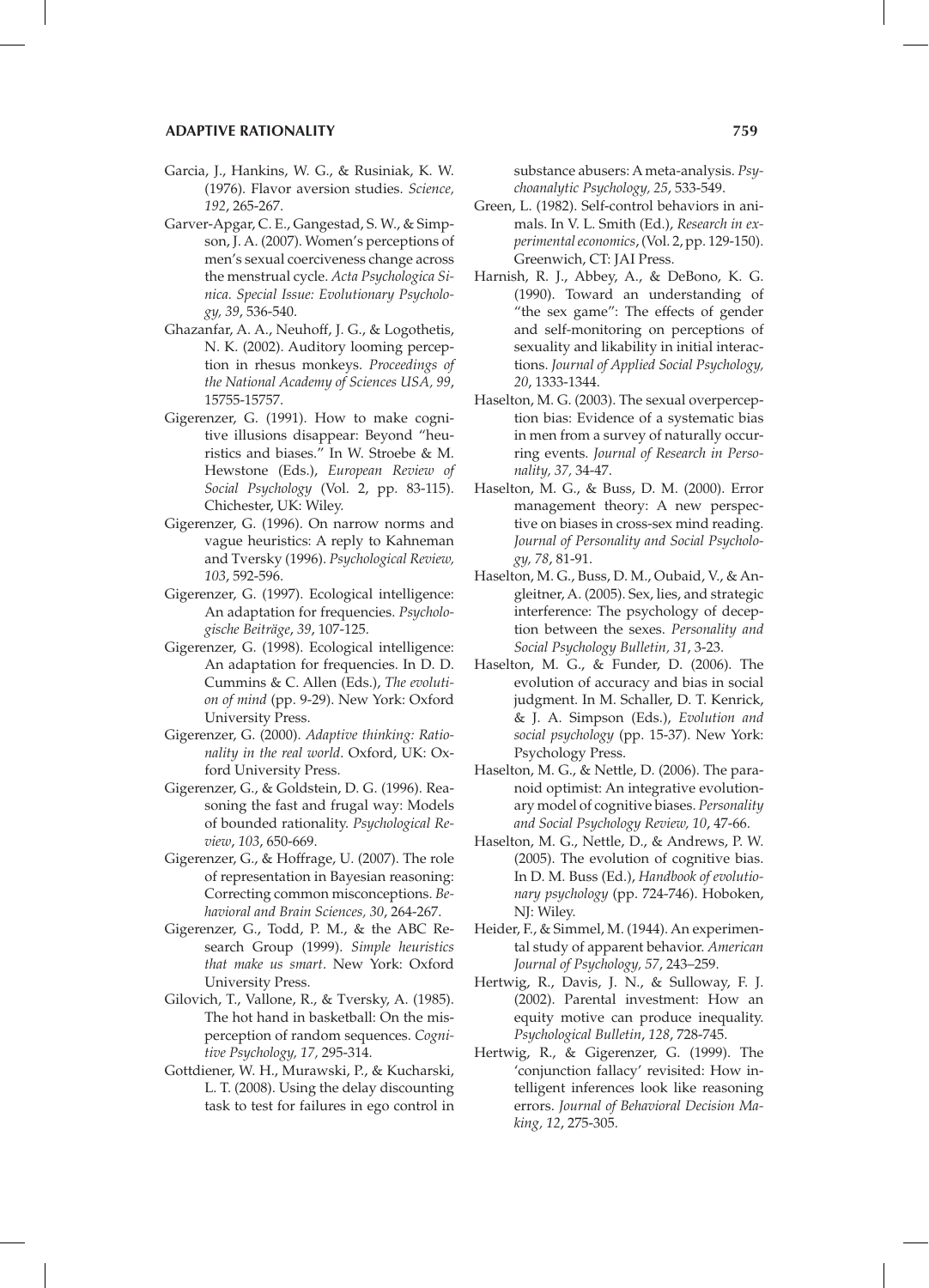Garcia, J., Hankins, W. G., & Rusiniak, K. W. (1976). Flavor aversion studies. *Science, 192*, 265-267.

Garver-Apgar, C. E., Gangestad, S. W., & Simpson, J. A. (2007). Women's perceptions of men's sexual coerciveness change across the menstrual cycle. *Acta Psychologica Sinica. Special Issue: Evolutionary Psychology, 39*, 536-540.

Ghazanfar, A. A., Neuhoff, J. G., & Logothetis, N. K. (2002). Auditory looming perception in rhesus monkeys. *Proceedings of the National Academy of Sciences USA, 99*, 15755-15757.

Gigerenzer, G. (1991). How to make cognitive illusions disappear: Beyond "heuristics and biases." In W. Stroebe & M. Hewstone (Eds.), *European Review of Social Psychology* (Vol. 2, pp. 83-115). Chichester, UK: Wiley.

Gigerenzer, G. (1996). On narrow norms and vague heuristics: A reply to Kahneman and Tversky (1996). *Psychological Review, 103*, 592-596.

Gigerenzer, G. (1997). Ecological intelligence: An adaptation for frequencies. *Psychologische Beiträge*, *39*, 107-125.

Gigerenzer, G. (1998). Ecological intelligence: An adaptation for frequencies. In D. D. Cummins & C. Allen (Eds.), *The evolution of mind* (pp. 9-29). New York: Oxford University Press.

Gigerenzer, G. (2000). *Adaptive thinking: Rationality in the real world*. Oxford, UK: Oxford University Press.

Gigerenzer, G., & Goldstein, D. G. (1996). Reasoning the fast and frugal way: Models of bounded rationality. *Psychological Review*, *103*, 650-669.

Gigerenzer, G., & Hoffrage, U. (2007). The role of representation in Bayesian reasoning: Correcting common misconceptions. *Behavioral and Brain Sciences, 30*, 264-267.

Gigerenzer, G., Todd, P. M., & the ABC Research Group (1999). *Simple heuristics that make us smart*. New York: Oxford University Press.

Gilovich, T., Vallone, R., & Tversky, A. (1985). The hot hand in basketball: On the misperception of random sequences. *Cognitive Psychology, 17,* 295-314.

Gottdiener, W. H., Murawski, P., & Kucharski, L. T. (2008). Using the delay discounting task to test for failures in ego control in substance abusers: A meta-analysis. *Psychoanalytic Psychology, 25*, 533-549.

Green, L. (1982). Self-control behaviors in animals. In V. L. Smith (Ed.), *Research in experimental economics*, (Vol. 2, pp. 129-150). Greenwich, CT: JAI Press.

Harnish, R. J., Abbey, A., & DeBono, K. G. (1990). Toward an understanding of "the sex game": The effects of gender and self-monitoring on perceptions of sexuality and likability in initial interactions. *Journal of Applied Social Psychology, 20*, 1333-1344.

Haselton, M. G. (2003). The sexual overperception bias: Evidence of a systematic bias in men from a survey of naturally occurring events. *Journal of Research in Personality, 37,* 34-47.

Haselton, M. G., & Buss, D. M. (2000). Error management theory: A new perspective on biases in cross-sex mind reading. *Journal of Personality and Social Psychology, 78*, 81-91.

Haselton, M. G., Buss, D. M., Oubaid, V., & Angleitner, A. (2005). Sex, lies, and strategic interference: The psychology of deception between the sexes. *Personality and Social Psychology Bulletin, 31*, 3-23.

Haselton, M. G., & Funder, D. (2006). The evolution of accuracy and bias in social judgment. In M. Schaller, D. T. Kenrick, & J. A. Simpson (Eds.), *Evolution and social psychology* (pp. 15-37). New York: Psychology Press.

Haselton, M. G., & Nettle, D. (2006). The paranoid optimist: An integrative evolutionary model of cognitive biases. *Personality and Social Psychology Review, 10*, 47-66.

Haselton, M. G., Nettle, D., & Andrews, P. W. (2005). The evolution of cognitive bias. In D. M. Buss (Ed.), *Handbook of evolutionary psychology* (pp. 724-746). Hoboken, NJ: Wiley.

Heider, F., & Simmel, M. (1944). An experimental study of apparent behavior. *American Journal of Psychology, 57*, 243–259.

Hertwig, R., Davis, J. N., & Sulloway, F. J. (2002). Parental investment: How an equity motive can produce inequality. *Psychological Bulletin*, *128*, 728-745.

Hertwig, R., & Gigerenzer, G. (1999). The 'conjunction fallacy' revisited: How intelligent inferences look like reasoning errors. *Journal of Behavioral Decision Making, 12*, 275-305.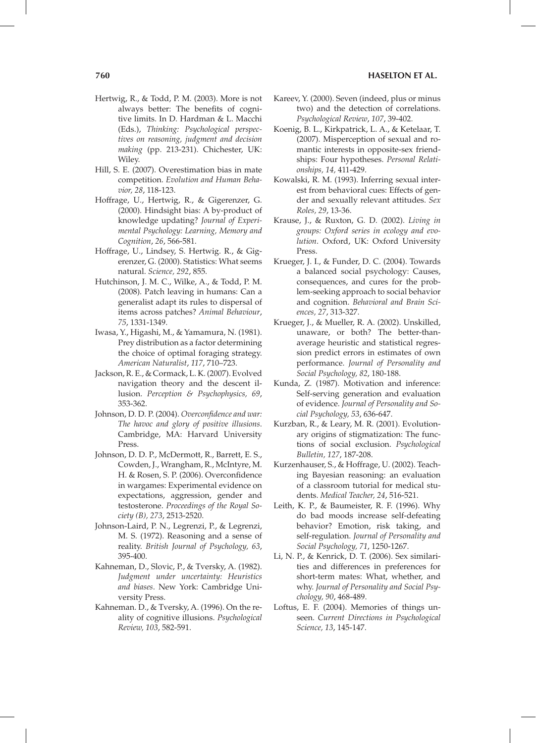Hertwig, R., & Todd, P. M. (2003). More is not always better: The benefits of cognitive limits. In D. Hardman & L. Macchi (Eds.), *Thinking: Psychological perspectives on reasoning, judgment and decision making* (pp. 213-231). Chichester, UK: Wiley.

Hill, S. E. (2007). Overestimation bias in mate competition. *Evolution and Human Behavior, 28*, 118-123.

Hoffrage, U., Hertwig, R., & Gigerenzer, G. (2000). Hindsight bias: A by-product of knowledge updating? *Journal of Experimental Psychology: Learning, Memory and Cognition*, *26*, 566-581.

Hoffrage, U., Lindsey, S. Hertwig. R., & Gigerenzer, G. (2000). Statistics: What seems natural. *Science, 292*, 855.

Hutchinson, J. M. C., Wilke, A., & Todd, P. M. (2008). Patch leaving in humans: Can a generalist adapt its rules to dispersal of items across patches? *Animal Behaviour*, *75*, 1331-1349.

Iwasa, Y., Higashi, M., & Yamamura, N. (1981). Prey distribution as a factor determining the choice of optimal foraging strategy. *American Naturalist*, *117*, 710–723.

Jackson, R. E., & Cormack, L. K. (2007). Evolved navigation theory and the descent illusion. *Perception & Psychophysics, 69*, 353-362.

Johnson, D. D. P. (2004). *Overconfidence and war: The havoc and glory of positive illusions.* Cambridge, MA: Harvard University Press.

Johnson, D. D. P., McDermott, R., Barrett, E. S., Cowden, J., Wrangham, R., McIntyre, M. H. & Rosen, S. P. (2006). Overconfidence in wargames: Experimental evidence on expectations, aggression, gender and testosterone. *Proceedings of the Royal Society (B), 273*, 2513-2520.

Johnson-Laird, P. N., Legrenzi, P., & Legrenzi, M. S. (1972). Reasoning and a sense of reality. *British Journal of Psychology, 63*, 395-400.

Kahneman, D., Slovic, P., & Tversky, A. (1982). *Judgment under uncertainty: Heuristics and biases*. New York: Cambridge University Press.

Kahneman. D., & Tversky, A. (1996). On the reality of cognitive illusions. *Psychological Review*, *103*, 582-591.

Kareev, Y. (2000). Seven (indeed, plus or minus two) and the detection of correlations. *Psychological Review*, *107*, 39-402.

Koenig, B. L., Kirkpatrick, L. A., & Ketelaar, T. (2007). Misperception of sexual and romantic interests in opposite-sex friendships: Four hypotheses. *Personal Relationships, 14,* 411-429.

Kowalski, R. M. (1993). Inferring sexual interest from behavioral cues: Effects of gender and sexually relevant attitudes. *Sex Roles, 29*, 13-36.

Krause, J., & Ruxton, G. D. (2002). *Living in groups: Oxford series in ecology and evolution*. Oxford, UK: Oxford University Press.

Krueger, J. I., & Funder, D. C. (2004). Towards a balanced social psychology: Causes, consequences, and cures for the problem-seeking approach to social behavior and cognition. *Behavioral and Brain Sciences, 27*, 313-327.

Krueger, J., & Mueller, R. A. (2002). Unskilled, unaware, or both? The better-than-average heuristic and statistical regression predict errors in estimates of own performance. *Journal of Personality and Social Psychology, 82*, 180-188.

Kunda, Z. (1987). Motivation and inference: Self-serving generation and evaluation of evidence. *Journal of Personality and Social Psychology, 53*, 636-647.

Kurzban, R., & Leary, M. R. (2001). Evolutionary origins of stigmatization: The functions of social exclusion. *Psychological Bulletin, 127*, 187-208.

Kurzenhauser, S., & Hoffrage, U. (2002). Teaching Bayesian reasoning: an evaluation of a classroom tutorial for medical students. *Medical Teacher, 24*, 516-521.

Leith, K. P., & Baumeister, R. F. (1996). Why do bad moods increase self-defeating behavior? Emotion, risk taking, and self-regulation. *Journal of Personality and Social Psychology, 71*, 1250-1267.

Li, N. P., & Kenrick, D. T. (2006). Sex similarities and differences in preferences for short-term mates: What, whether, and why. *Journal of Personality and Social Psychology, 90*, 468-489.

Loftus, E. F. (2004). Memories of things unseen. *Current Directions in Psychological Science, 13*, 145-147.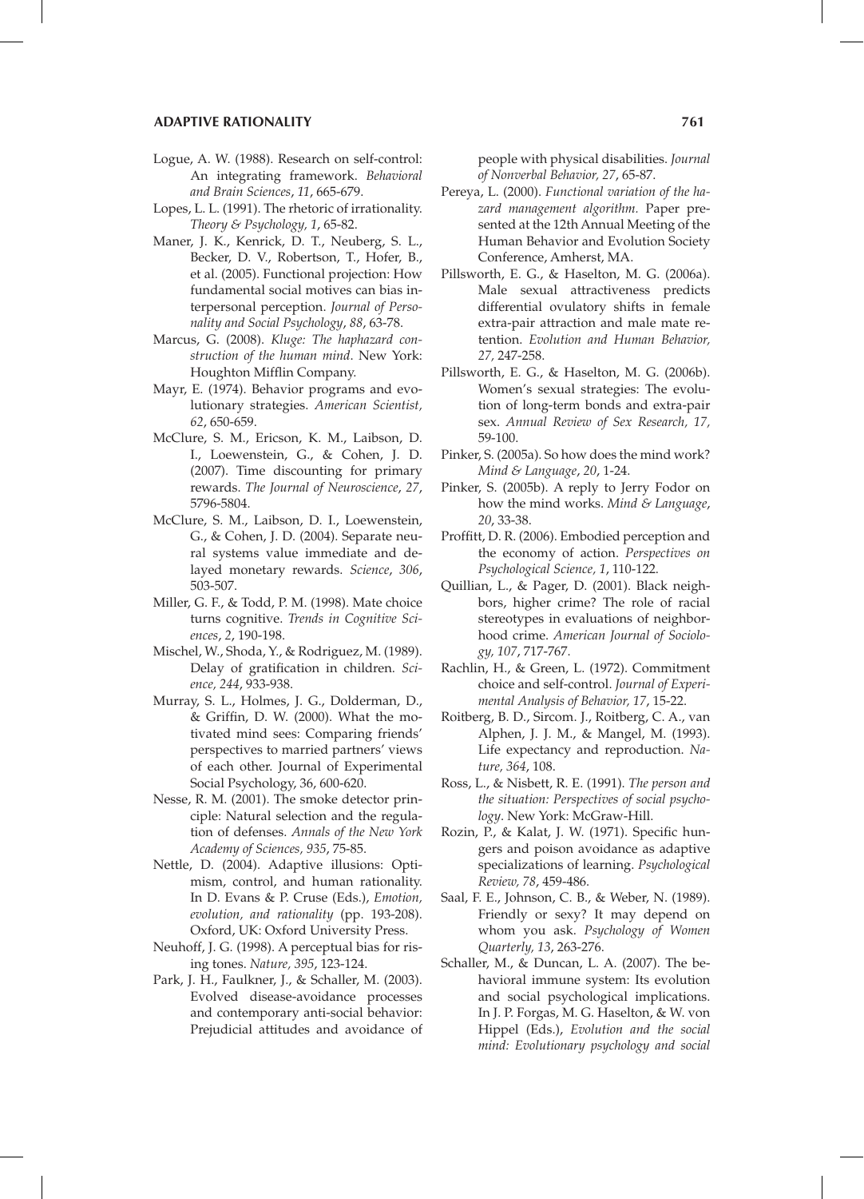Logue, A. W. (1988). Research on self-control: An integrating framework. *Behavioral and Brain Sciences*, *11*, 665-679.

Lopes, L. L. (1991). The rhetoric of irrationality. *Theory & Psychology, 1*, 65-82.

Maner, J. K., Kenrick, D. T., Neuberg, S. L., Becker, D. V., Robertson, T., Hofer, B., et al. (2005). Functional projection: How fundamental social motives can bias interpersonal perception. *Journal of Personality and Social Psychology*, *88*, 63-78.

Marcus, G. (2008). *Kluge: The haphazard construction of the human mind*. New York: Houghton Mifflin Company.

Mayr, E. (1974). Behavior programs and evolutionary strategies. *American Scientist, 62*, 650-659.

McClure, S. M., Ericson, K. M., Laibson, D. I., Loewenstein, G., & Cohen, J. D. (2007). Time discounting for primary rewards. *The Journal of Neuroscience*, *27*, 5796-5804.

McClure, S. M., Laibson, D. I., Loewenstein, G., & Cohen, J. D. (2004). Separate neural systems value immediate and delayed monetary rewards. *Science*, *306*, 503-507.

Miller, G. F., & Todd, P. M. (1998). Mate choice turns cognitive. *Trends in Cognitive Sciences*, *2*, 190-198.

Mischel, W., Shoda, Y., & Rodriguez, M. (1989). Delay of gratification in children. *Science, 244*, 933-938.

Murray, S. L., Holmes, J. G., Dolderman, D., & Griffin, D. W. (2000). What the motivated mind sees: Comparing friends' perspectives to married partners' views of each other. Journal of Experimental Social Psychology, 36, 600-620.

Nesse, R. M. (2001). The smoke detector principle: Natural selection and the regulation of defenses. *Annals of the New York Academy of Sciences, 935*, 75-85.

Nettle, D. (2004). Adaptive illusions: Optimism, control, and human rationality. In D. Evans & P. Cruse (Eds.), *Emotion, evolution, and rationality* (pp. 193-208). Oxford, UK: Oxford University Press.

Neuhoff, J. G. (1998). A perceptual bias for rising tones. *Nature, 395*, 123-124.

Park, J. H., Faulkner, J., & Schaller, M. (2003). Evolved disease-avoidance processes and contemporary anti-social behavior: Prejudicial attitudes and avoidance of people with physical disabilities. *Journal of Nonverbal Behavior, 27*, 65-87.

Pereya, L. (2000). *Functional variation of the hazard management algorithm.* Paper presented at the 12th Annual Meeting of the Human Behavior and Evolution Society Conference, Amherst, MA.

Pillsworth, E. G., & Haselton, M. G. (2006a). Male sexual attractiveness predicts differential ovulatory shifts in female extra-pair attraction and male mate retention. *Evolution and Human Behavior, 27,* 247-258.

Pillsworth, E. G., & Haselton, M. G. (2006b). Women's sexual strategies: The evolution of long-term bonds and extra-pair sex. *Annual Review of Sex Research, 17,* 59-100.

Pinker, S. (2005a). So how does the mind work? *Mind & Language*, *20*, 1-24.

Pinker, S. (2005b). A reply to Jerry Fodor on how the mind works. *Mind & Language*, *20*, 33-38.

Proffitt, D. R. (2006). Embodied perception and the economy of action. *Perspectives on Psychological Science, 1*, 110-122.

Quillian, L., & Pager, D. (2001). Black neighbors, higher crime? The role of racial stereotypes in evaluations of neighborhood crime. *American Journal of Sociology, 107*, 717-767.

Rachlin, H., & Green, L. (1972). Commitment choice and self-control. *Journal of Experimental Analysis of Behavior, 17*, 15-22.

Roitberg, B. D., Sircom. J., Roitberg, C. A., van Alphen, J. J. M., & Mangel, M. (1993). Life expectancy and reproduction. *Nature, 364*, 108.

Ross, L., & Nisbett, R. E. (1991). *The person and the situation: Perspectives of social psychology*. New York: McGraw-Hill.

Rozin, P., & Kalat, J. W. (1971). Specific hungers and poison avoidance as adaptive specializations of learning. *Psychological Review, 78*, 459-486.

Saal, F. E., Johnson, C. B., & Weber, N. (1989). Friendly or sexy? It may depend on whom you ask. *Psychology of Women Quarterly, 13*, 263-276.

Schaller, M., & Duncan, L. A. (2007). The behavioral immune system: Its evolution and social psychological implications. In J. P. Forgas, M. G. Haselton, & W. von Hippel (Eds.), *Evolution and the social mind: Evolutionary psychology and social*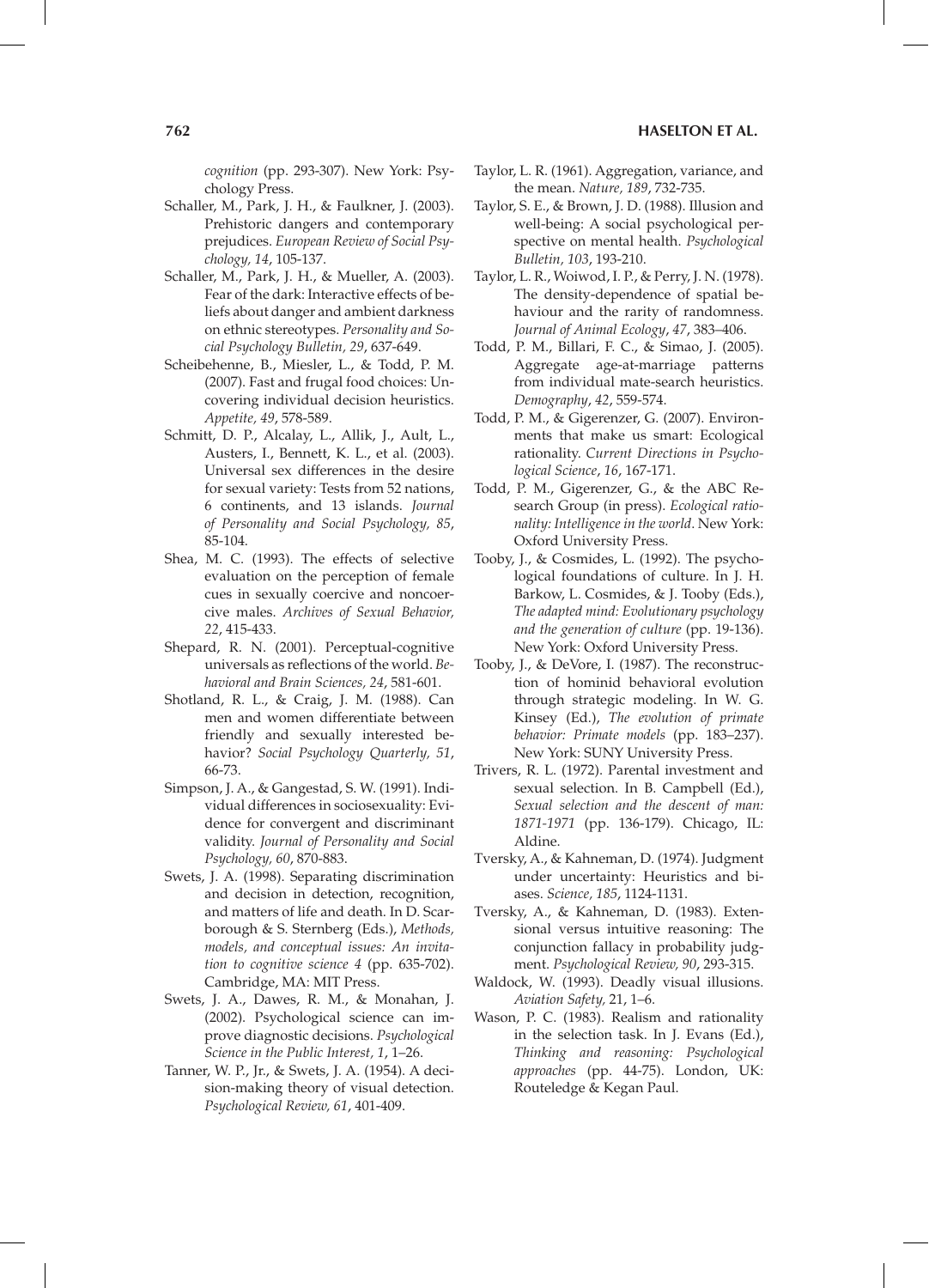*cognition* (pp. 293-307). New York: Psychology Press.

Schaller, M., Park, J. H., & Faulkner, J. (2003). Prehistoric dangers and contemporary prejudices. *European Review of Social Psychology, 14*, 105-137.

Schaller, M., Park, J. H., & Mueller, A. (2003). Fear of the dark: Interactive effects of beliefs about danger and ambient darkness on ethnic stereotypes. *Personality and Social Psychology Bulletin, 29*, 637-649.

Scheibehenne, B., Miesler, L., & Todd, P. M. (2007). Fast and frugal food choices: Uncovering individual decision heuristics. *Appetite, 49*, 578-589.

Schmitt, D. P., Alcalay, L., Allik, J., Ault, L., Austers, I., Bennett, K. L., et al. (2003). Universal sex differences in the desire for sexual variety: Tests from 52 nations, 6 continents, and 13 islands. *Journal of Personality and Social Psychology, 85*, 85-104.

Shea, M. C. (1993). The effects of selective evaluation on the perception of female cues in sexually coercive and noncoercive males. *Archives of Sexual Behavior, 22*, 415-433.

Shepard, R. N. (2001). Perceptual-cognitive universals as reflections of the world. *Behavioral and Brain Sciences, 24*, 581-601.

Shotland, R. L., & Craig, J. M. (1988). Can men and women differentiate between friendly and sexually interested behavior? *Social Psychology Quarterly, 51*, 66-73.

Simpson, J. A., & Gangestad, S. W. (1991). Individual differences in sociosexuality: Evidence for convergent and discriminant validity. *Journal of Personality and Social Psychology, 60*, 870-883.

Swets, J. A. (1998). Separating discrimination and decision in detection, recognition, and matters of life and death. In D. Scarborough & S. Sternberg (Eds.), *Methods, models, and conceptual issues: An invitation to cognitive science 4* (pp. 635-702). Cambridge, MA: MIT Press.

Swets, J. A., Dawes, R. M., & Monahan, J. (2002). Psychological science can improve diagnostic decisions. *Psychological Science in the Public Interest, 1*, 1–26.

Tanner, W. P., Jr., & Swets, J. A. (1954). A decision-making theory of visual detection. *Psychological Review, 61*, 401-409.

Taylor, L. R. (1961). Aggregation, variance, and the mean. *Nature, 189*, 732-735.

Taylor, S. E., & Brown, J. D. (1988). Illusion and well-being: A social psychological perspective on mental health. *Psychological Bulletin, 103*, 193-210.

Taylor, L. R., Woiwod, I. P., & Perry, J. N. (1978). The density-dependence of spatial behaviour and the rarity of randomness. *Journal of Animal Ecology*, *47*, 383–406.

Todd, P. M., Billari, F. C., & Simao, J. (2005). Aggregate age-at-marriage patterns from individual mate-search heuristics. *Demography*, *42*, 559-574.

Todd, P. M., & Gigerenzer, G. (2007). Environments that make us smart: Ecological rationality. *Current Directions in Psychological Science*, *16*, 167-171.

Todd, P. M., Gigerenzer, G., & the ABC Research Group (in press). *Ecological rationality: Intelligence in the world*. New York: Oxford University Press.

Tooby, J., & Cosmides, L. (1992). The psychological foundations of culture. In J. H. Barkow, L. Cosmides, & J. Tooby (Eds.), *The adapted mind: Evolutionary psychology and the generation of culture* (pp. 19-136). New York: Oxford University Press.

Tooby, J., & DeVore, I. (1987). The reconstruction of hominid behavioral evolution through strategic modeling. In W. G. Kinsey (Ed.), *The evolution of primate behavior: Primate models* (pp. 183–237). New York: SUNY University Press.

Trivers, R. L. (1972). Parental investment and sexual selection. In B. Campbell (Ed.), *Sexual selection and the descent of man: 1871-1971* (pp. 136-179). Chicago, IL: Aldine.

Tversky, A., & Kahneman, D. (1974). Judgment under uncertainty: Heuristics and biases. *Science, 185*, 1124-1131.

Tversky, A., & Kahneman, D. (1983). Extensional versus intuitive reasoning: The conjunction fallacy in probability judgment. *Psychological Review, 90*, 293-315.

Waldock, W. (1993). Deadly visual illusions. *Aviation Safety,* 21, 1–6.

Wason, P. C. (1983). Realism and rationality in the selection task. In J. Evans (Ed.), *Thinking and reasoning: Psychological approaches* (pp. 44-75). London, UK: Routeledge & Kegan Paul.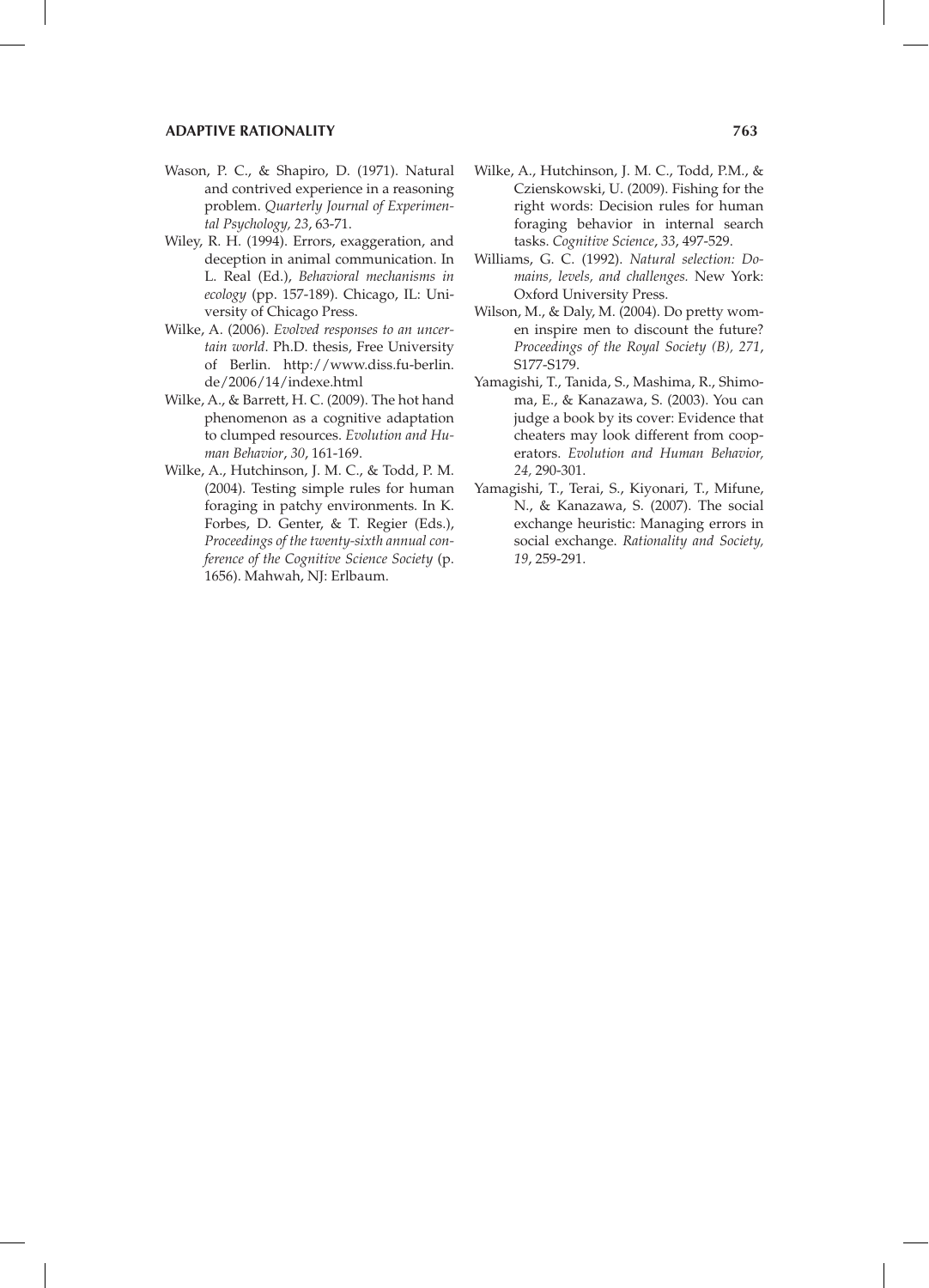Wason, P. C., & Shapiro, D. (1971). Natural and contrived experience in a reasoning problem. *Quarterly Journal of Experimental Psychology, 23*, 63-71.

Wiley, R. H. (1994). Errors, exaggeration, and deception in animal communication. In L. Real (Ed.), *Behavioral mechanisms in ecology* (pp. 157-189). Chicago, IL: University of Chicago Press.

Wilke, A. (2006). *Evolved responses to an uncertain world*. Ph.D. thesis, Free University of Berlin. http://www.diss.fu-berlin.de/2006/14/indexe.html

Wilke, A., & Barrett, H. C. (2009). The hot hand phenomenon as a cognitive adaptation to clumped resources. *Evolution and Human Behavior*, *30*, 161-169.

Wilke, A., Hutchinson, J. M. C., & Todd, P. M. (2004). Testing simple rules for human foraging in patchy environments. In K. Forbes, D. Genter, & T. Regier (Eds.), *Proceedings of the twenty-sixth annual conference of the Cognitive Science Society* (p. 1656). Mahwah, NJ: Erlbaum.

Wilke, A., Hutchinson, J. M. C., Todd, P.M., & Czienskowski, U. (2009). Fishing for the right words: Decision rules for human foraging behavior in internal search tasks. *Cognitive Science*, *33*, 497-529.

Williams, G. C. (1992). *Natural selection: Domains, levels, and challenges.* New York: Oxford University Press.

Wilson, M., & Daly, M. (2004). Do pretty women inspire men to discount the future? *Proceedings of the Royal Society (B), 271*, S177-S179.

Yamagishi, T., Tanida, S., Mashima, R., Shimoma, E., & Kanazawa, S. (2003). You can judge a book by its cover: Evidence that cheaters may look different from cooperators. *Evolution and Human Behavior, 24,* 290-301.

Yamagishi, T., Terai, S., Kiyonari, T., Mifune, N., & Kanazawa, S. (2007). The social exchange heuristic: Managing errors in social exchange. *Rationality and Society, 19*, 259-291.